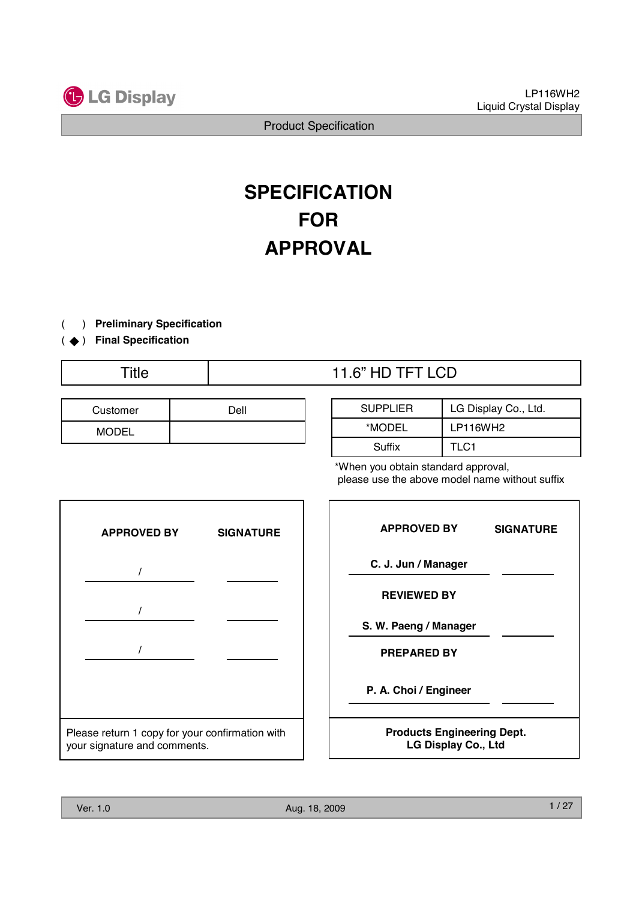# SPECIFICATION FOR APPROVAL

( ) **Preliminary Specification**

( ◆ ) **Final Specification**

| Title | 11.6" HD TFT LCD |
|---|---|

| Customer | Dell |
|---|---|
| MODEL | |

| SUPPLIER | LG Display Co., Ltd. |
|---|---|
| *MODEL | LP116WH2 |
| Suffix | TLC1 |

*When you obtain standard approval, please use the above model name without suffix

| APPROVED BY | SIGNATURE |
|---|---|
| / | |
| / | |
| / | |

Please return 1 copy for your confirmation with your signature and comments.

| APPROVED BY | SIGNATURE |
|---|---|
| **C. J. Jun / Manager** | |
| **REVIEWED BY** | |
| **S. W. Paeng / Manager** | |
| **PREPARED BY** | |
| **P. A. Choi / Engineer** | |

**Products Engineering Dept.**
**LG Display Co., Ltd**

Ver. 1.0 Aug. 18, 2009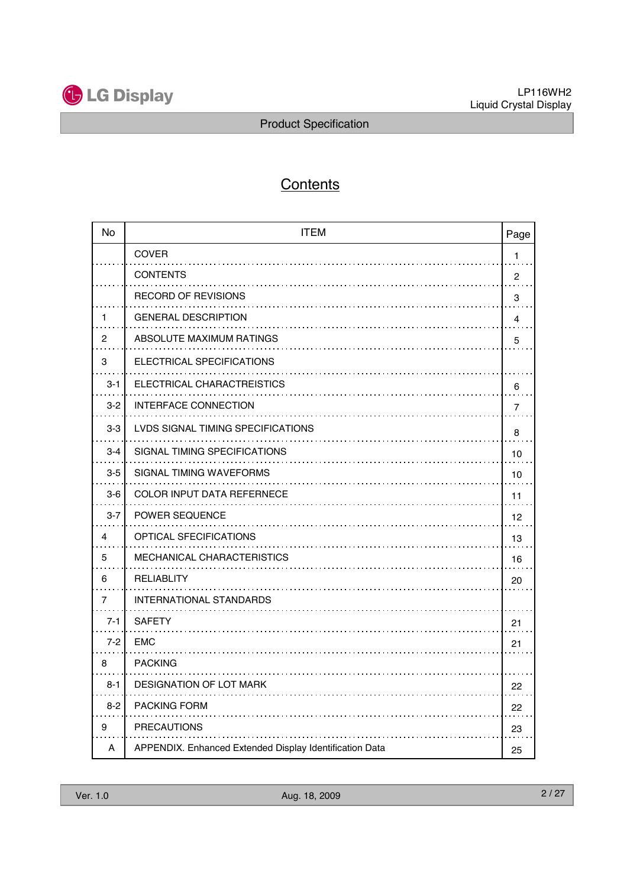# Contents

| No | ITEM | Page |
|---|---|---|
| | COVER | 1 |
| | CONTENTS | 2 |
| | RECORD OF REVISIONS | 3 |
| 1 | GENERAL DESCRIPTION | 4 |
| 2 | ABSOLUTE MAXIMUM RATINGS | 5 |
| 3 | ELECTRICAL SPECIFICATIONS | |
| 3-1 | ELECTRICAL CHARACTREISTICS | 6 |
| 3-2 | INTERFACE CONNECTION | 7 |
| 3-3 | LVDS SIGNAL TIMING SPECIFICATIONS | 8 |
| 3-4 | SIGNAL TIMING SPECIFICATIONS | 10 |
| 3-5 | SIGNAL TIMING WAVEFORMS | 10 |
| 3-6 | COLOR INPUT DATA REFERNECE | 11 |
| 3-7 | POWER SEQUENCE | 12 |
| 4 | OPTICAL SFECIFICATIONS | 13 |
| 5 | MECHANICAL CHARACTERISTICS | 16 |
| 6 | RELIABLITY | 20 |
| 7 | INTERNATIONAL STANDARDS | |
| 7-1 | SAFETY | 21 |
| 7-2 | EMC | 21 |
| 8 | PACKING | |
| 8-1 | DESIGNATION OF LOT MARK | 22 |
| 8-2 | PACKING FORM | 22 |
| 9 | PRECAUTIONS | 23 |
| A | APPENDIX. Enhanced Extended Display Identification Data | 25 |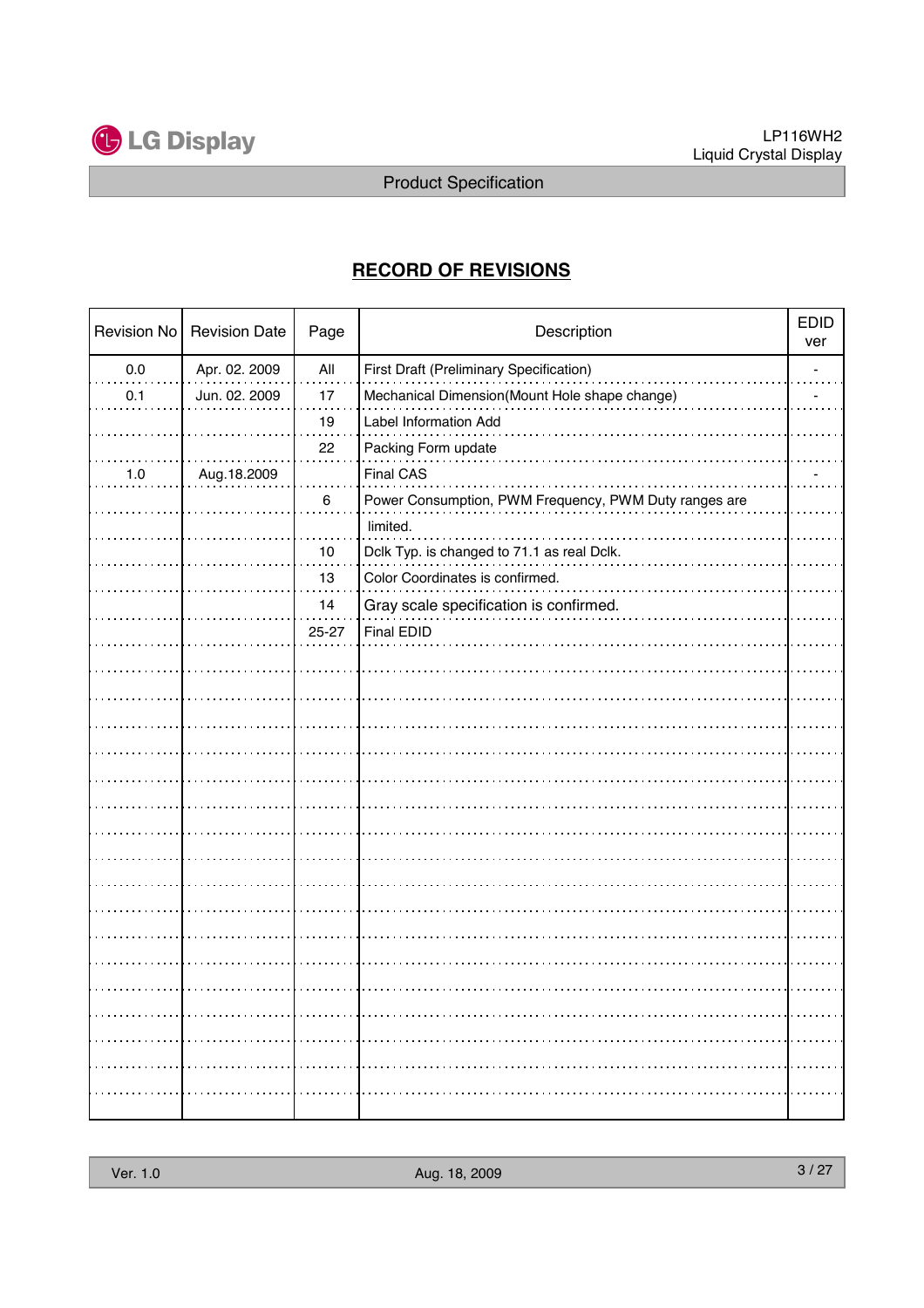# RECORD OF REVISIONS

| Revision No | Revision Date | Page | Description | EDID ver |
|---|---|---|---|---|
| 0.0 | Apr. 02. 2009 | All | First Draft (Preliminary Specification) | - |
| 0.1 | Jun. 02. 2009 | 17 | Mechanical Dimension(Mount Hole shape change) | - |
| | | 19 | Label Information Add | |
| | | 22 | Packing Form update | |
| 1.0 | Aug.18.2009 | | Final CAS | - |
| | | 6 | Power Consumption, PWM Frequency, PWM Duty ranges are limited. | |
| | | 10 | Dclk Typ. is changed to 71.1 as real Dclk. | |
| | | 13 | Color Coordinates is confirmed. | |
| | | 14 | Gray scale specification is confirmed. | |
| | | 25-27 | Final EDID | |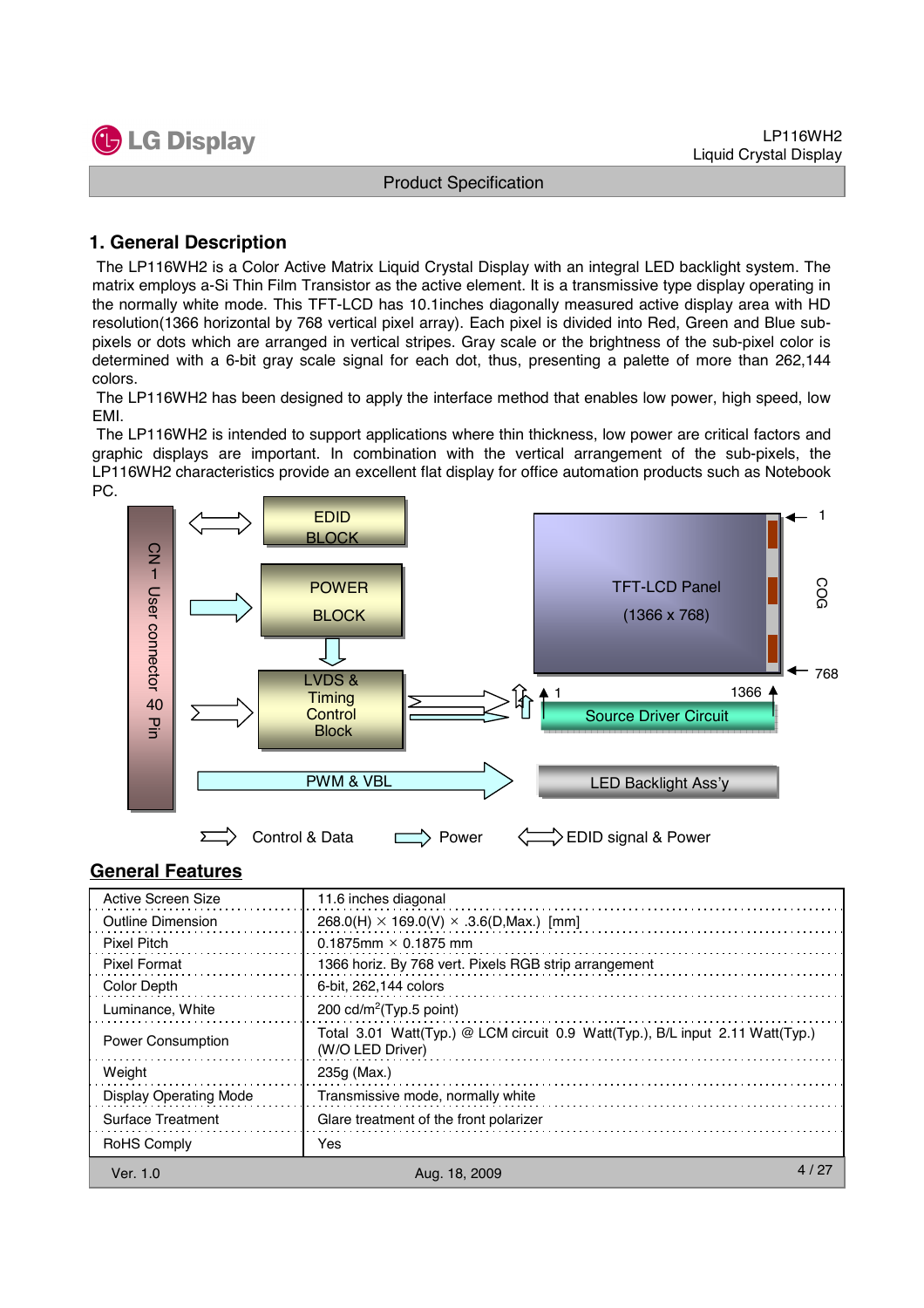## 1. General Description

The LP116WH2 is a Color Active Matrix Liquid Crystal Display with an integral LED backlight system. The matrix employs a-Si Thin Film Transistor as the active element. It is a transmissive type display operating in the normally white mode. This TFT-LCD has 10.1inches diagonally measured active display area with HD resolution(1366 horizontal by 768 vertical pixel array). Each pixel is divided into Red, Green and Blue sub-pixels or dots which are arranged in vertical stripes. Gray scale or the brightness of the sub-pixel color is determined with a 6-bit gray scale signal for each dot, thus, presenting a palette of more than 262,144 colors.

The LP116WH2 has been designed to apply the interface method that enables low power, high speed, low EMI.

The LP116WH2 is intended to support applications where thin thickness, low power are critical factors and graphic displays are important. In combination with the vertical arrangement of the sub-pixels, the LP116WH2 characteristics provide an excellent flat display for office automation products such as Notebook PC.

CN 1 User connector 40 Pin

EDID BLOCK

POWER BLOCK

LVDS & Timing Control Block

PWM & VBL

TFT-LCD Panel (1366 x 768)

COG

1

768

1 1366

Source Driver Circuit

LED Backlight Ass'y

Control & Data    Power    EDID signal & Power

## General Features

| | |
|---|---|
| Active Screen Size | 11.6 inches diagonal |
| Outline Dimension | 268.0(H) × 169.0(V) × .3.6(D,Max.) [mm] |
| Pixel Pitch | 0.1875mm × 0.1875 mm |
| Pixel Format | 1366 horiz. By 768 vert. Pixels RGB strip arrangement |
| Color Depth | 6-bit, 262,144 colors |
| Luminance, White | 200 cd/m$^2$(Typ.5 point) |
| Power Consumption | Total 3.01 Watt(Typ.) @ LCM circuit 0.9 Watt(Typ.), B/L input 2.11 Watt(Typ.) (W/O LED Driver) |
| Weight | 235g (Max.) |
| Display Operating Mode | Transmissive mode, normally white |
| Surface Treatment | Glare treatment of the front polarizer |
| RoHS Comply | Yes |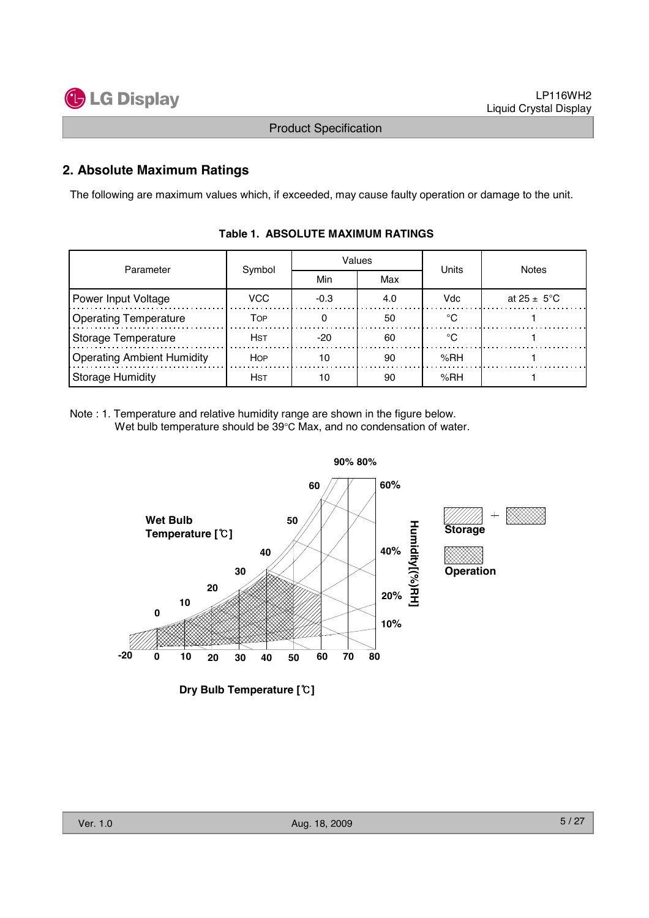## 2. Absolute Maximum Ratings

The following are maximum values which, if exceeded, may cause faulty operation or damage to the unit.

**Table 1. ABSOLUTE MAXIMUM RATINGS**

| Parameter | Symbol | Values | | Units | Notes |
|---|---|---|---|---|---|
| | | Min | Max | | |
| Power Input Voltage | VCC | -0.3 | 4.0 | Vdc | at 25 ± 5°C |
| Operating Temperature | TOP | 0 | 50 | °C | 1 |
| Storage Temperature | HST | -20 | 60 | °C | 1 |
| Operating Ambient Humidity | HOP | 10 | 90 | %RH | 1 |
| Storage Humidity | HST | 10 | 90 | %RH | 1 |

Note : 1. Temperature and relative humidity range are shown in the figure below.
Wet bulb temperature should be 39°C Max, and no condensation of water.

Wet Bulb Temperature [℃]

Humidity[(%)RH]

Storage

Operation

Dry Bulb Temperature [℃]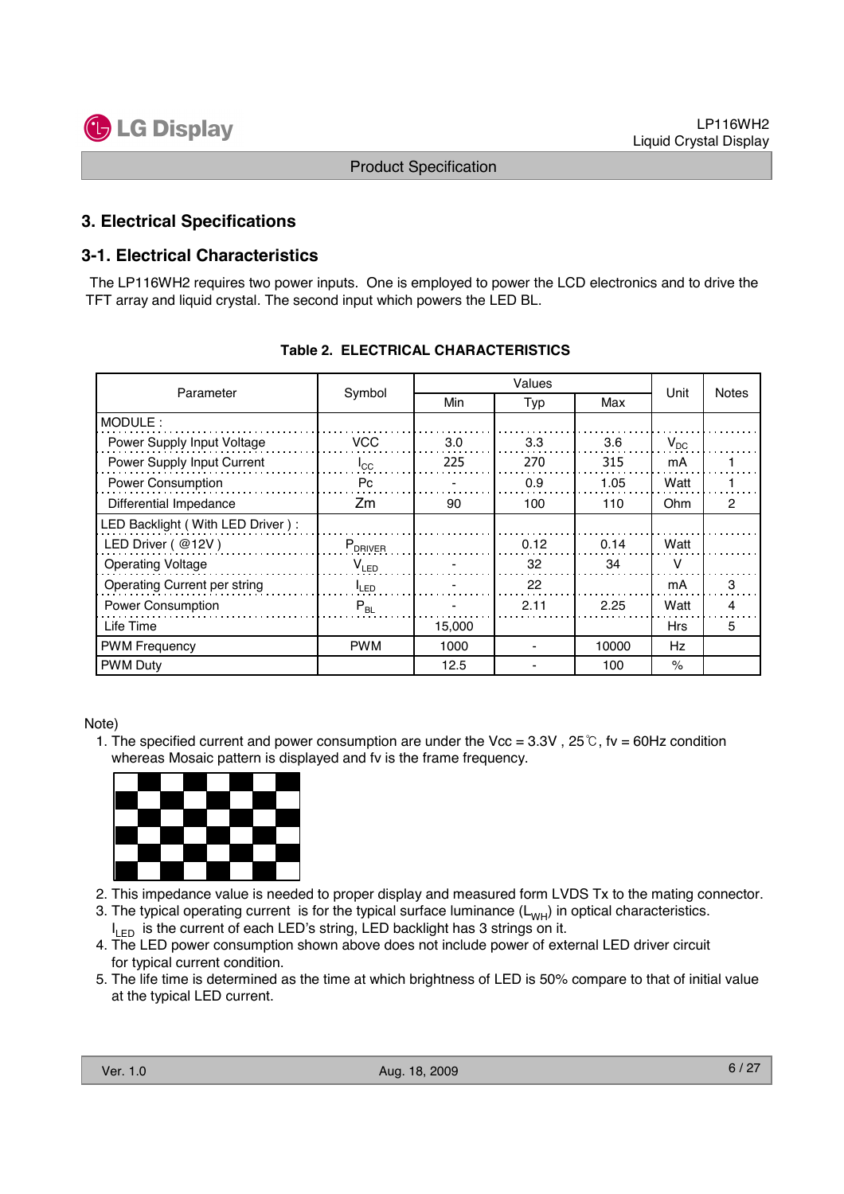## 3. Electrical Specifications

### 3-1. Electrical Characteristics

The LP116WH2 requires two power inputs. One is employed to power the LCD electronics and to drive the TFT array and liquid crystal. The second input which powers the LED BL.

**Table 2. ELECTRICAL CHARACTERISTICS**

| Parameter | Symbol | Values | | | Unit | Notes |
|---|---|---|---|---|---|---|
| | | Min | Typ | Max | | |
| MODULE : | | | | | | |
| Power Supply Input Voltage | VCC | 3.0 | 3.3 | 3.6 | $V_{DC}$ | |
| Power Supply Input Current | $I_{CC}$ | 225 | 270 | 315 | mA | 1 |
| Power Consumption | Pc | - | 0.9 | 1.05 | Watt | 1 |
| Differential Impedance | Zm | 90 | 100 | 110 | Ohm | 2 |
| LED Backlight ( With LED Driver ) : | | | | | | |
| LED Driver ( @12V ) | $P_{DRIVER}$ | | 0.12 | 0.14 | Watt | |
| Operating Voltage | $V_{LED}$ | - | 32 | 34 | V | |
| Operating Current per string | $I_{LED}$ | - | 22 | | mA | 3 |
| Power Consumption | $P_{BL}$ | - | 2.11 | 2.25 | Watt | 4 |
| Life Time | | 15,000 | | | Hrs | 5 |
| PWM Frequency | PWM | 1000 | - | 10000 | Hz | |
| PWM Duty | | 12.5 | - | 100 | % | |

Note)

1. The specified current and power consumption are under the Vcc = 3.3V , 25℃, fv = 60Hz condition whereas Mosaic pattern is displayed and fv is the frame frequency.
2. This impedance value is needed to proper display and measured form LVDS Tx to the mating connector.
3. The typical operating current is for the typical surface luminance ($L_{WH}$) in optical characteristics. $I_{LED}$ is the current of each LED's string, LED backlight has 3 strings on it.
4. The LED power consumption shown above does not include power of external LED driver circuit for typical current condition.
5. The life time is determined as the time at which brightness of LED is 50% compare to that of initial value at the typical LED current.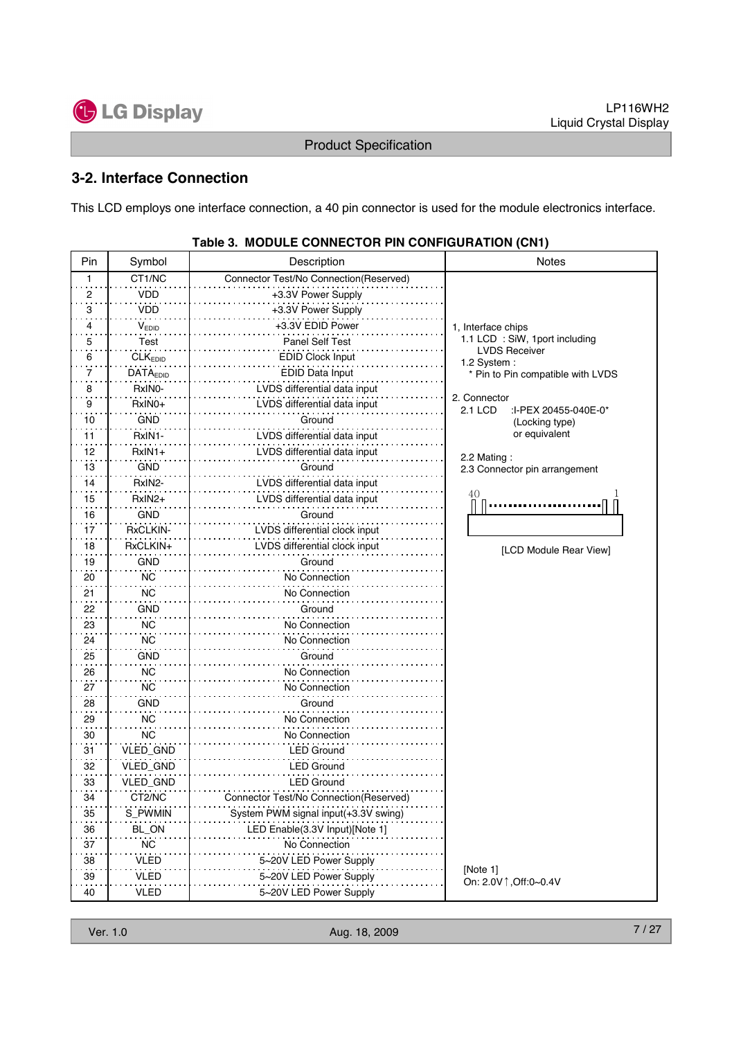## 3-2. Interface Connection

This LCD employs one interface connection, a 40 pin connector is used for the module electronics interface.

**Table 3. MODULE CONNECTOR PIN CONFIGURATION (CN1)**

| Pin | Symbol | Description | Notes |
|---|---|---|---|
| 1 | CT1/NC | Connector Test/No Connection(Reserved) | |
| 2 | VDD | +3.3V Power Supply | |
| 3 | VDD | +3.3V Power Supply | |
| 4 | $V_{EDID}$ | +3.3V EDID Power | 1, Interface chips |
| 5 | Test | Panel Self Test | 1.1 LCD : SiW, 1port including LVDS Receiver |
| 6 | $CLK_{EDID}$ | EDID Clock Input | 1.2 System : |
| 7 | $DATA_{EDID}$ | EDID Data Input | * Pin to Pin compatible with LVDS |
| 8 | RxIN0- | LVDS differential data input | |
| 9 | RxIN0+ | LVDS differential data input | 2. Connector |
| 10 | GND | Ground | 2.1 LCD :I-PEX 20455-040E-0* (Locking type) or equivalent |
| 11 | RxIN1- | LVDS differential data input | |
| 12 | RxIN1+ | LVDS differential data input | 2.2 Mating : |
| 13 | GND | Ground | 2.3 Connector pin arrangement |
| 14 | RxIN2- | LVDS differential data input | |
| 15 | RxIN2+ | LVDS differential data input | 40 ... 1 |
| 16 | GND | Ground | |
| 17 | RxCLKIN- | LVDS differential clock input | |
| 18 | RxCLKIN+ | LVDS differential clock input | [LCD Module Rear View] |
| 19 | GND | Ground | |
| 20 | NC | No Connection | |
| 21 | NC | No Connection | |
| 22 | GND | Ground | |
| 23 | NC | No Connection | |
| 24 | NC | No Connection | |
| 25 | GND | Ground | |
| 26 | NC | No Connection | |
| 27 | NC | No Connection | |
| 28 | GND | Ground | |
| 29 | NC | No Connection | |
| 30 | NC | No Connection | |
| 31 | VLED_GND | LED Ground | |
| 32 | VLED_GND | LED Ground | |
| 33 | VLED_GND | LED Ground | |
| 34 | CT2/NC | Connector Test/No Connection(Reserved) | |
| 35 | S_PWMIN | System PWM signal input(+3.3V swing) | |
| 36 | BL_ON | LED Enable(3.3V Input)[Note 1] | |
| 37 | NC | No Connection | |
| 38 | VLED | 5~20V LED Power Supply | |
| 39 | VLED | 5~20V LED Power Supply | [Note 1] On: 2.0V↑,Off:0~0.4V |
| 40 | VLED | 5~20V LED Power Supply | |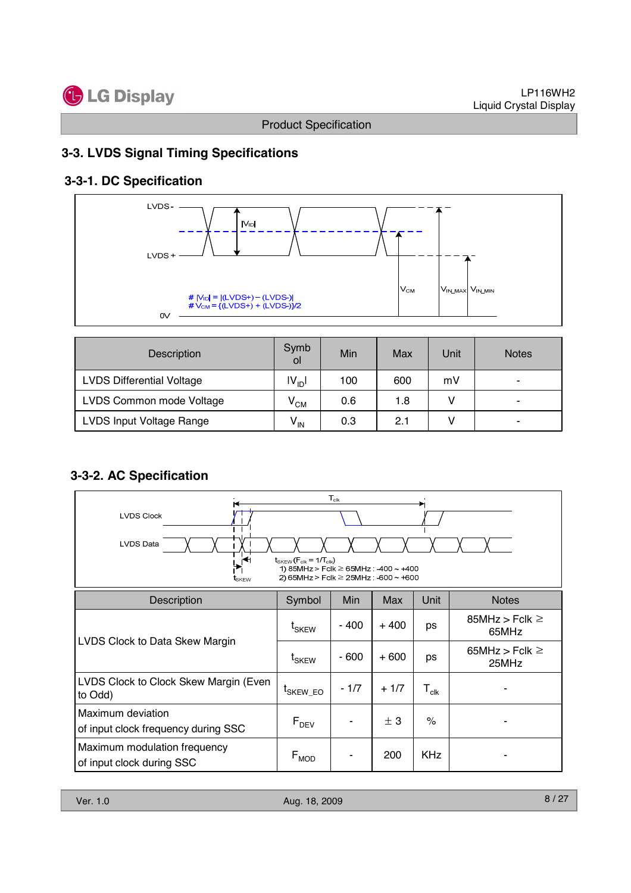## 3-3. LVDS Signal Timing Specifications

### 3-3-1. DC Specification

LVDS -

LVDS +

0V

$|V_{ID}|$

$V_{CM}$ $V_{IN\_MAX}$ $V_{IN\_MIN}$

# $|V_{ID}| = |(LVDS+) - (LVDS-)|$
# $V_{CM} = \{(LVDS+) + (LVDS-)\}/2$

| Description | Symbol | Min | Max | Unit | Notes |
|---|---|---|---|---|---|
| LVDS Differential Voltage | $\|V_{ID}\|$ | 100 | 600 | mV | - |
| LVDS Common mode Voltage | $V_{CM}$ | 0.6 | 1.8 | V | - |
| LVDS Input Voltage Range | $V_{IN}$ | 0.3 | 2.1 | V | - |

### 3-3-2. AC Specification

LVDS Clock

LVDS Data

$T_{clk}$

$t_{SKEW}$

$t_{SKEW}$ ($F_{clk} = 1/T_{clk}$)
1) 85MHz > Fclk ≥ 65MHz : -400 ~ +400
2) 65MHz > Fclk ≥ 25MHz : -600 ~ +600

| Description | Symbol | Min | Max | Unit | Notes |
|---|---|---|---|---|---|
| LVDS Clock to Data Skew Margin | $t_{SKEW}$ | - 400 | + 400 | ps | 85MHz > Fclk ≥ 65MHz |
| | $t_{SKEW}$ | - 600 | + 600 | ps | 65MHz > Fclk ≥ 25MHz |
| LVDS Clock to Clock Skew Margin (Even to Odd) | $t_{SKEW\_EO}$ | - 1/7 | + 1/7 | $T_{clk}$ | - |
| Maximum deviation of input clock frequency during SSC | $F_{DEV}$ | - | ± 3 | % | - |
| Maximum modulation frequency of input clock during SSC | $F_{MOD}$ | - | 200 | KHz | - |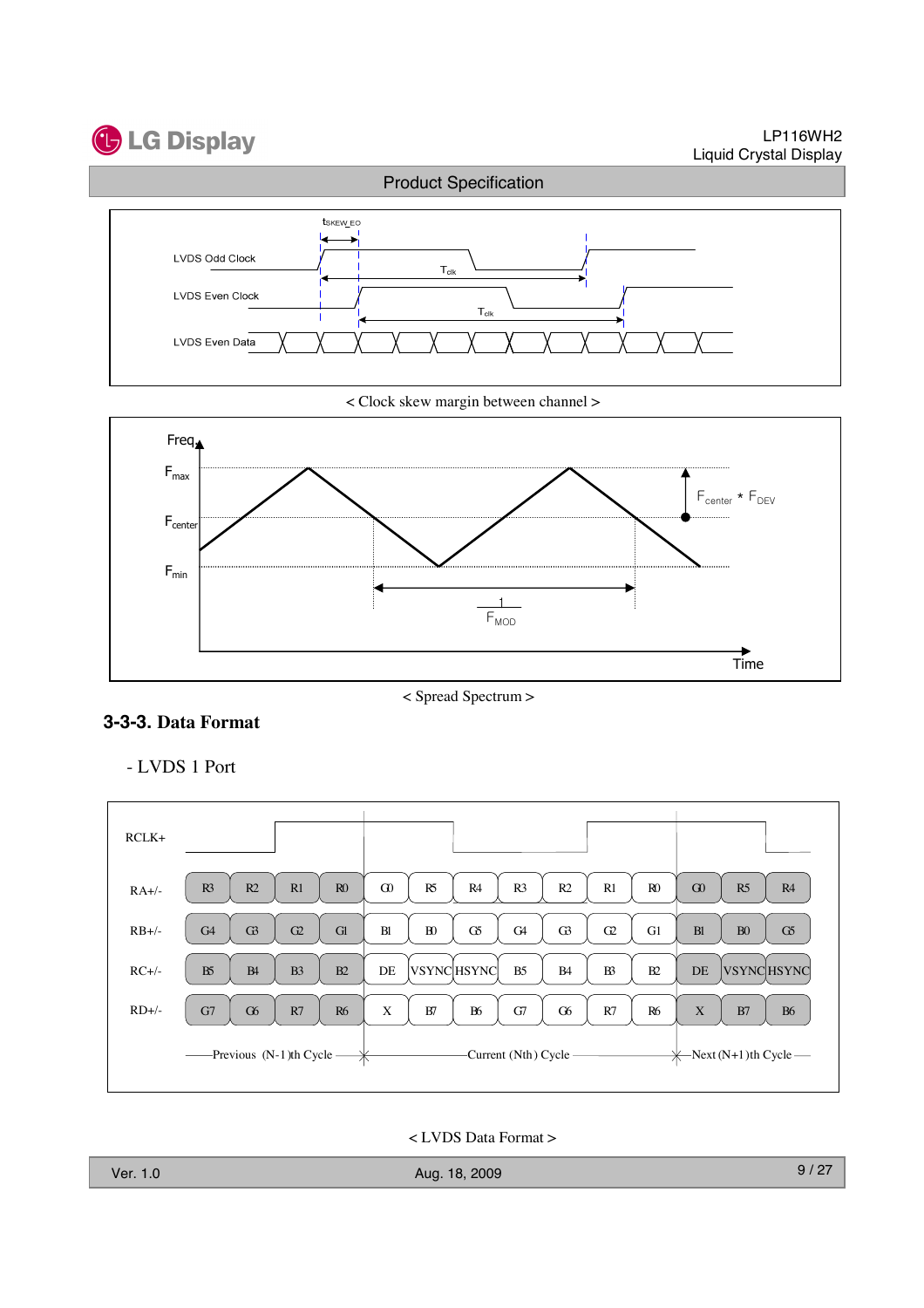< Clock skew margin between channel >

< Spread Spectrum >

### 3-3-3. Data Format

- LVDS 1 Port

| | Previous (N-1)th Cycle | | | | Current (Nth) Cycle | | | | | | | Next (N+1)th Cycle | | |
|---|---|---|---|---|---|---|---|---|---|---|---|---|---|---|
| RA+/- | R3 | R2 | R1 | R0 | G0 | R5 | R4 | R3 | R2 | R1 | R0 | G0 | R5 | R4 |
| RB+/- | G4 | G3 | G2 | G1 | B1 | B0 | G5 | G4 | G3 | G2 | G1 | B1 | B0 | G5 |
| RC+/- | B5 | B4 | B3 | B2 | DE | VSYNC | HSYNC | B5 | B4 | B3 | B2 | DE | VSYNC | HSYNC |
| RD+/- | G7 | G6 | R7 | R6 | X | B7 | B6 | G7 | G6 | R7 | R6 | X | B7 | B6 |

< LVDS Data Format >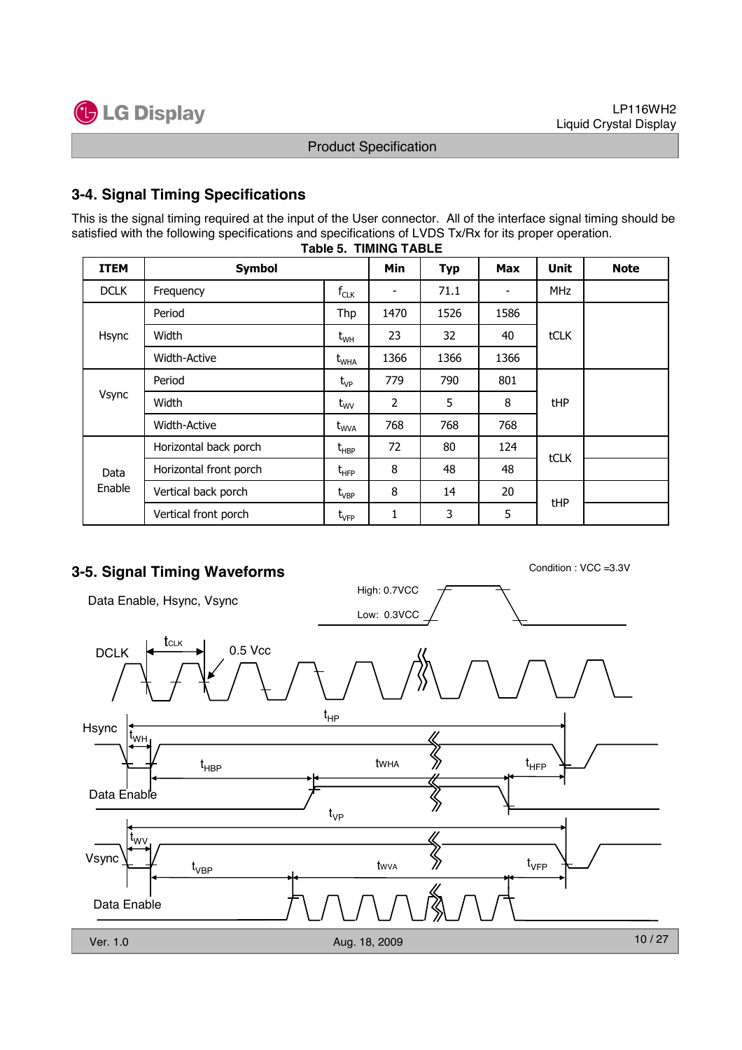## 3-4. Signal Timing Specifications

This is the signal timing required at the input of the User connector. All of the interface signal timing should be satisfied with the following specifications and specifications of LVDS Tx/Rx for its proper operation.

**Table 5. TIMING TABLE**

| ITEM | Symbol | | Min | Typ | Max | Unit | Note |
|---|---|---|---|---|---|---|---|
| DCLK | Frequency | $f_{CLK}$ | - | 71.1 | - | MHz | |
| Hsync | Period | Thp | 1470 | 1526 | 1586 | tCLK | |
| | Width | $t_{WH}$ | 23 | 32 | 40 | | |
| | Width-Active | $t_{WHA}$ | 1366 | 1366 | 1366 | | |
| Vsync | Period | $t_{VP}$ | 779 | 790 | 801 | tHP | |
| | Width | $t_{WV}$ | 2 | 5 | 8 | | |
| | Width-Active | $t_{WVA}$ | 768 | 768 | 768 | | |
| Data Enable | Horizontal back porch | $t_{HBP}$ | 72 | 80 | 124 | tCLK | |
| | Horizontal front porch | $t_{HFP}$ | 8 | 48 | 48 | | |
| | Vertical back porch | $t_{VBP}$ | 8 | 14 | 20 | tHP | |
| | Vertical front porch | $t_{VFP}$ | 1 | 3 | 5 | | |

## 3-5. Signal Timing Waveforms

Condition : VCC =3.3V

Data Enable, Hsync, Vsync

High: 0.7VCC

Low: 0.3VCC

DCLK $t_{CLK}$ 0.5 Vcc

Hsync $t_{HP}$ $t_{WH}$ $t_{HBP}$ tWHA $t_{HFP}$

Data Enable

Vsync $t_{VP}$ $t_{WV}$ $t_{VBP}$ tWVA $t_{VFP}$

Data Enable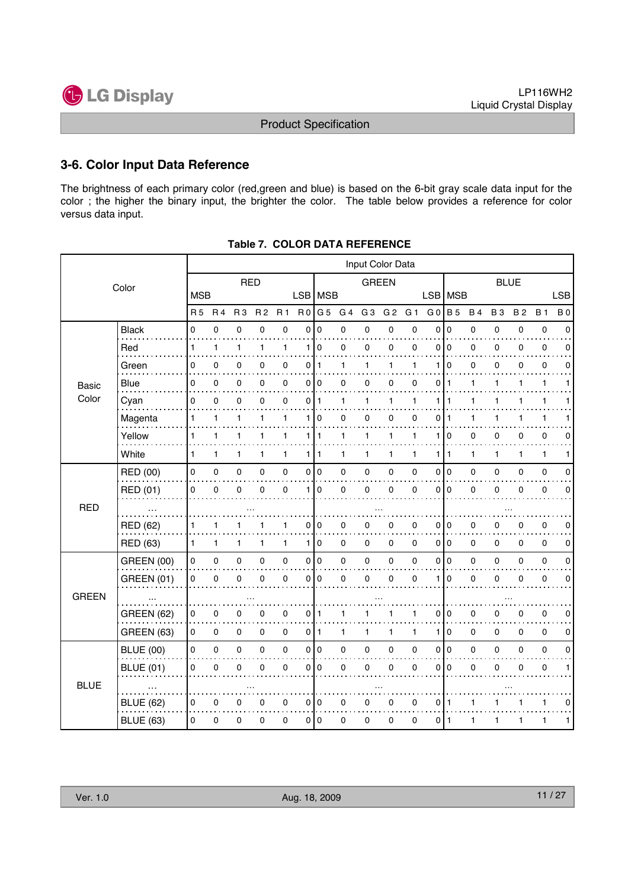## 3-6. Color Input Data Reference

The brightness of each primary color (red,green and blue) is based on the 6-bit gray scale data input for the color ; the higher the binary input, the brighter the color. The table below provides a reference for color versus data input.

**Table 7. COLOR DATA REFERENCE**

| Color | | Input Color Data | | | | | | | | | | | | | | | | | |
|---|---|---|---|---|---|---|---|---|---|---|---|---|---|---|---|---|---|---|---|
| | | RED | | | | | | GREEN | | | | | | BLUE | | | | | |
| | | MSB | | | | | LSB | MSB | | | | | LSB | MSB | | | | | LSB |
| | | R 5 | R 4 | R 3 | R 2 | R 1 | R 0 | G 5 | G 4 | G 3 | G 2 | G 1 | G 0 | B 5 | B 4 | B 3 | B 2 | B 1 | B 0 |
| Basic Color | Black | 0 | 0 | 0 | 0 | 0 | 0 | 0 | 0 | 0 | 0 | 0 | 0 | 0 | 0 | 0 | 0 | 0 | 0 |
| | Red | 1 | 1 | 1 | 1 | 1 | 1 | 0 | 0 | 0 | 0 | 0 | 0 | 0 | 0 | 0 | 0 | 0 | 0 |
| | Green | 0 | 0 | 0 | 0 | 0 | 0 | 1 | 1 | 1 | 1 | 1 | 1 | 0 | 0 | 0 | 0 | 0 | 0 |
| | Blue | 0 | 0 | 0 | 0 | 0 | 0 | 0 | 0 | 0 | 0 | 0 | 0 | 1 | 1 | 1 | 1 | 1 | 1 |
| | Cyan | 0 | 0 | 0 | 0 | 0 | 0 | 1 | 1 | 1 | 1 | 1 | 1 | 1 | 1 | 1 | 1 | 1 | 1 |
| | Magenta | 1 | 1 | 1 | 1 | 1 | 1 | 0 | 0 | 0 | 0 | 0 | 0 | 1 | 1 | 1 | 1 | 1 | 1 |
| | Yellow | 1 | 1 | 1 | 1 | 1 | 1 | 1 | 1 | 1 | 1 | 1 | 1 | 0 | 0 | 0 | 0 | 0 | 0 |
| | White | 1 | 1 | 1 | 1 | 1 | 1 | 1 | 1 | 1 | 1 | 1 | 1 | 1 | 1 | 1 | 1 | 1 | 1 |
| RED | RED (00) | 0 | 0 | 0 | 0 | 0 | 0 | 0 | 0 | 0 | 0 | 0 | 0 | 0 | 0 | 0 | 0 | 0 | 0 |
| | RED (01) | 0 | 0 | 0 | 0 | 0 | 1 | 0 | 0 | 0 | 0 | 0 | 0 | 0 | 0 | 0 | 0 | 0 | 0 |
| | ... | ... | | | | | | ... | | | | | | ... | | | | | |
| | RED (62) | 1 | 1 | 1 | 1 | 1 | 0 | 0 | 0 | 0 | 0 | 0 | 0 | 0 | 0 | 0 | 0 | 0 | 0 |
| | RED (63) | 1 | 1 | 1 | 1 | 1 | 1 | 0 | 0 | 0 | 0 | 0 | 0 | 0 | 0 | 0 | 0 | 0 | 0 |
| GREEN | GREEN (00) | 0 | 0 | 0 | 0 | 0 | 0 | 0 | 0 | 0 | 0 | 0 | 0 | 0 | 0 | 0 | 0 | 0 | 0 |
| | GREEN (01) | 0 | 0 | 0 | 0 | 0 | 0 | 0 | 0 | 0 | 0 | 0 | 1 | 0 | 0 | 0 | 0 | 0 | 0 |
| | ... | ... | | | | | | ... | | | | | | ... | | | | | |
| | GREEN (62) | 0 | 0 | 0 | 0 | 0 | 0 | 1 | 1 | 1 | 1 | 1 | 0 | 0 | 0 | 0 | 0 | 0 | 0 |
| | GREEN (63) | 0 | 0 | 0 | 0 | 0 | 0 | 1 | 1 | 1 | 1 | 1 | 1 | 0 | 0 | 0 | 0 | 0 | 0 |
| BLUE | BLUE (00) | 0 | 0 | 0 | 0 | 0 | 0 | 0 | 0 | 0 | 0 | 0 | 0 | 0 | 0 | 0 | 0 | 0 | 0 |
| | BLUE (01) | 0 | 0 | 0 | 0 | 0 | 0 | 0 | 0 | 0 | 0 | 0 | 0 | 0 | 0 | 0 | 0 | 0 | 1 |
| | ... | ... | | | | | | ... | | | | | | ... | | | | | |
| | BLUE (62) | 0 | 0 | 0 | 0 | 0 | 0 | 0 | 0 | 0 | 0 | 0 | 0 | 1 | 1 | 1 | 1 | 1 | 0 |
| | BLUE (63) | 0 | 0 | 0 | 0 | 0 | 0 | 0 | 0 | 0 | 0 | 0 | 0 | 1 | 1 | 1 | 1 | 1 | 1 |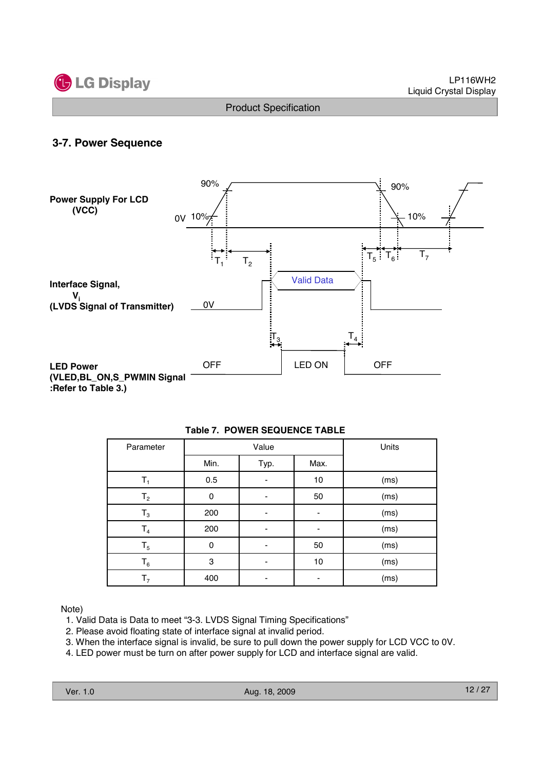## 3-7. Power Sequence

**Power Supply For LCD (VCC)**

90% 90%

0V 10% 10%

$T_1$ $T_2$ $T_5$ $T_6$ $T_7$

**Interface Signal, $V_i$ (LVDS Signal of Transmitter)**

0V Valid Data

$T_3$ $T_4$

**LED Power (VLED,BL_ON,S_PWMIN Signal :Refer to Table 3.)**

OFF LED ON OFF

**Table 7. POWER SEQUENCE TABLE**

| Parameter | Value | | | Units |
|---|---|---|---|---|
| | Min. | Typ. | Max. | |
| $T_1$ | 0.5 | - | 10 | (ms) |
| $T_2$ | 0 | - | 50 | (ms) |
| $T_3$ | 200 | - | - | (ms) |
| $T_4$ | 200 | - | - | (ms) |
| $T_5$ | 0 | - | 50 | (ms) |
| $T_6$ | 3 | - | 10 | (ms) |
| $T_7$ | 400 | - | - | (ms) |

Note)

1. Valid Data is Data to meet “3-3. LVDS Signal Timing Specifications”
2. Please avoid floating state of interface signal at invalid period.
3. When the interface signal is invalid, be sure to pull down the power supply for LCD VCC to 0V.
4. LED power must be turn on after power supply for LCD and interface signal are valid.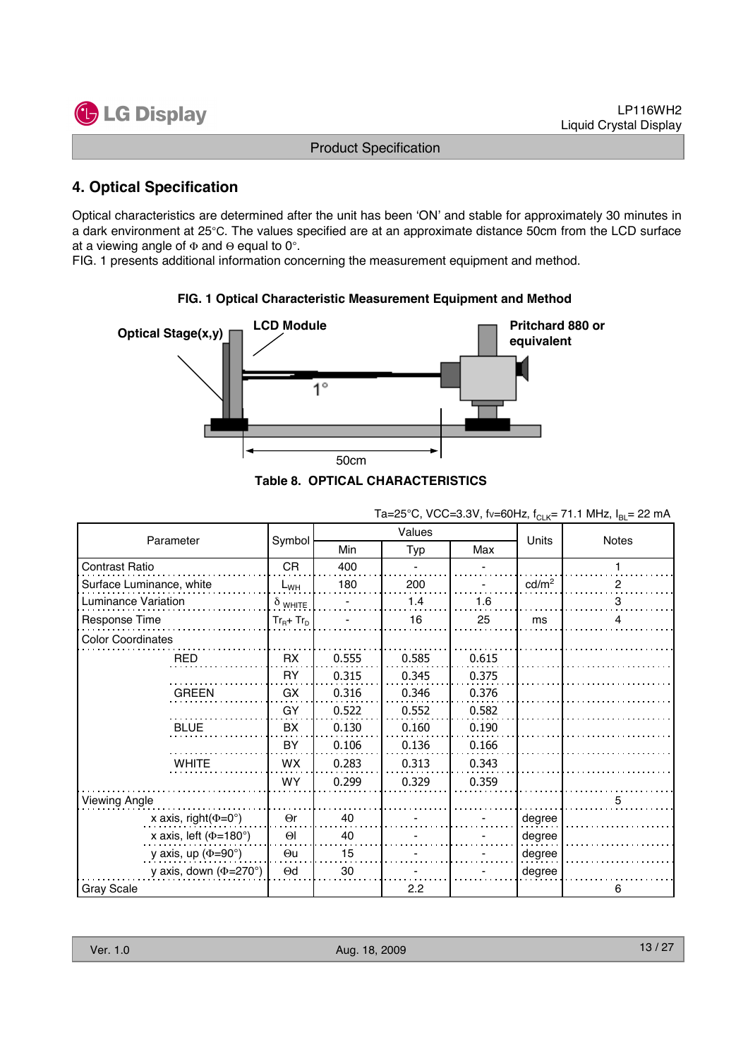## 4. Optical Specification

Optical characteristics are determined after the unit has been 'ON' and stable for approximately 30 minutes in a dark environment at 25°C. The values specified are at an approximate distance 50cm from the LCD surface at a viewing angle of Φ and Θ equal to 0°.

FIG. 1 presents additional information concerning the measurement equipment and method.

**FIG. 1 Optical Characteristic Measurement Equipment and Method**

Optical Stage(x,y) LCD Module Pritchard 880 or equivalent 1° 50cm

**Table 8. OPTICAL CHARACTERISTICS**

Ta=25°C, VCC=3.3V, fv=60Hz, $f_{CLK}$= 71.1 MHz, $I_{BL}$= 22 mA

| Parameter | | Symbol | Values | | | Units | Notes |
|---|---|---|---|---|---|---|---|
| | | | Min | Typ | Max | | |
| Contrast Ratio | | CR | 400 | - | - | | 1 |
| Surface Luminance, white | | $L_{WH}$ | 180 | 200 | - | cd/m$^2$ | 2 |
| Luminance Variation | | $\delta_{WHITE}$ | - | 1.4 | 1.6 | | 3 |
| Response Time | | $Tr_R + Tr_D$ | - | 16 | 25 | ms | 4 |
| Color Coordinates | | | | | | | |
| | RED | RX | 0.555 | 0.585 | 0.615 | | |
| | | RY | 0.315 | 0.345 | 0.375 | | |
| | GREEN | GX | 0.316 | 0.346 | 0.376 | | |
| | | GY | 0.522 | 0.552 | 0.582 | | |
| | BLUE | BX | 0.130 | 0.160 | 0.190 | | |
| | | BY | 0.106 | 0.136 | 0.166 | | |
| | WHITE | WX | 0.283 | 0.313 | 0.343 | | |
| | | WY | 0.299 | 0.329 | 0.359 | | |
| Viewing Angle | | | | | | | 5 |
| | x axis, right(Φ=0°) | Θr | 40 | - | - | degree | |
| | x axis, left (Φ=180°) | Θl | 40 | - | - | degree | |
| | y axis, up (Φ=90°) | Θu | 15 | - | - | degree | |
| | y axis, down (Φ=270°) | Θd | 30 | - | - | degree | |
| Gray Scale | | | | 2.2 | | | 6 |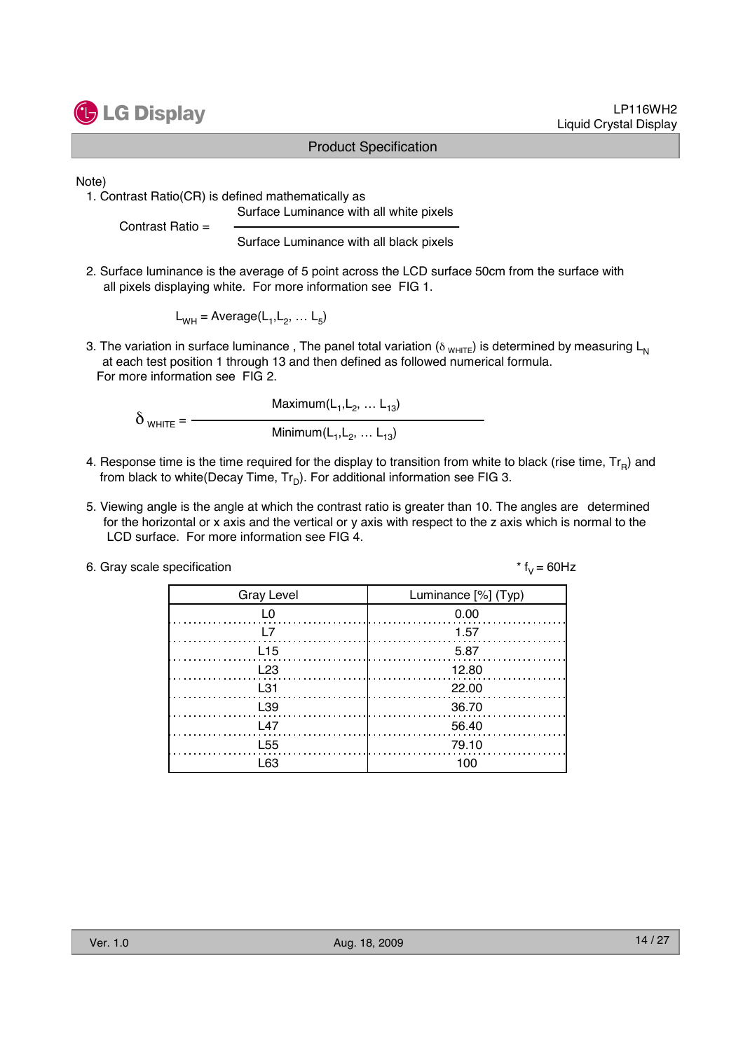Note)

1. Contrast Ratio(CR) is defined mathematically as

$$\text{Contrast Ratio} = \frac{\text{Surface Luminance with all white pixels}}{\text{Surface Luminance with all black pixels}}$$

2. Surface luminance is the average of 5 point across the LCD surface 50cm from the surface with all pixels displaying white. For more information see FIG 1.

$$L_{WH} = \text{Average}(L_1, L_2, \dots L_5)$$

3. The variation in surface luminance , The panel total variation ($\delta_{WHITE}$) is determined by measuring $L_N$ at each test position 1 through 13 and then defined as followed numerical formula. For more information see FIG 2.

$$\delta_{WHITE} = \frac{\text{Maximum}(L_1, L_2, \dots L_{13})}{\text{Minimum}(L_1, L_2, \dots L_{13})}$$

4. Response time is the time required for the display to transition from white to black (rise time, $Tr_R$) and from black to white(Decay Time, $Tr_D$). For additional information see FIG 3.

5. Viewing angle is the angle at which the contrast ratio is greater than 10. The angles are determined for the horizontal or x axis and the vertical or y axis with respect to the z axis which is normal to the LCD surface. For more information see FIG 4.

6. Gray scale specification

\* $f_V$ = 60Hz

| Gray Level | Luminance [%] (Typ) |
|---|---|
| L0 | 0.00 |
| L7 | 1.57 |
| L15 | 5.87 |
| L23 | 12.80 |
| L31 | 22.00 |
| L39 | 36.70 |
| L47 | 56.40 |
| L55 | 79.10 |
| L63 | 100 |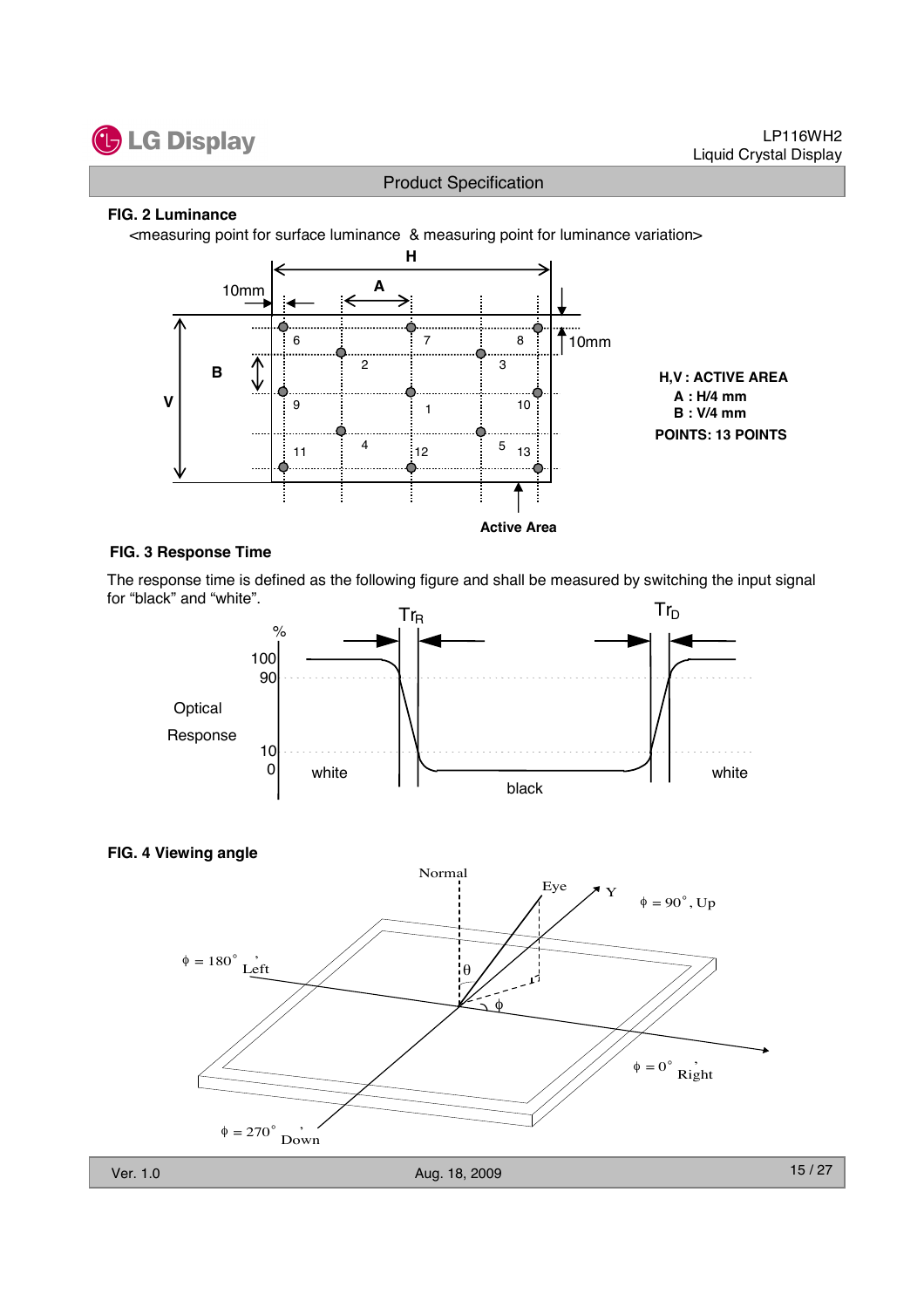**FIG. 2 Luminance**

<measuring point for surface luminance & measuring point for luminance variation>

H,V : ACTIVE AREA
A : H/4 mm
B : V/4 mm
POINTS: 13 POINTS

**FIG. 3 Response Time**

The response time is defined as the following figure and shall be measured by switching the input signal for "black" and "white".

**FIG. 4 Viewing angle**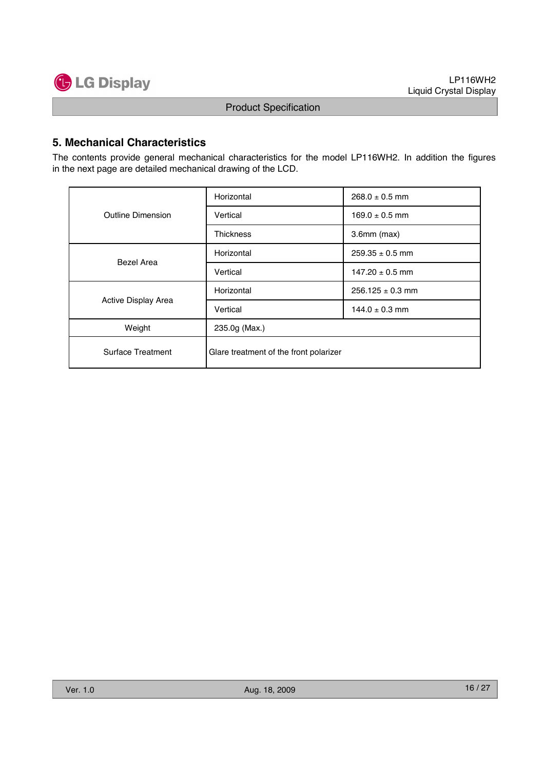## 5. Mechanical Characteristics

The contents provide general mechanical characteristics for the model LP116WH2. In addition the figures in the next page are detailed mechanical drawing of the LCD.

| | | |
|---|---|---|
| Outline Dimension | Horizontal | 268.0 ± 0.5 mm |
| | Vertical | 169.0 ± 0.5 mm |
| | Thickness | 3.6mm (max) |
| Bezel Area | Horizontal | 259.35 ± 0.5 mm |
| | Vertical | 147.20 ± 0.5 mm |
| Active Display Area | Horizontal | 256.125 ± 0.3 mm |
| | Vertical | 144.0 ± 0.3 mm |
| Weight | 235.0g (Max.) | |
| Surface Treatment | Glare treatment of the front polarizer | |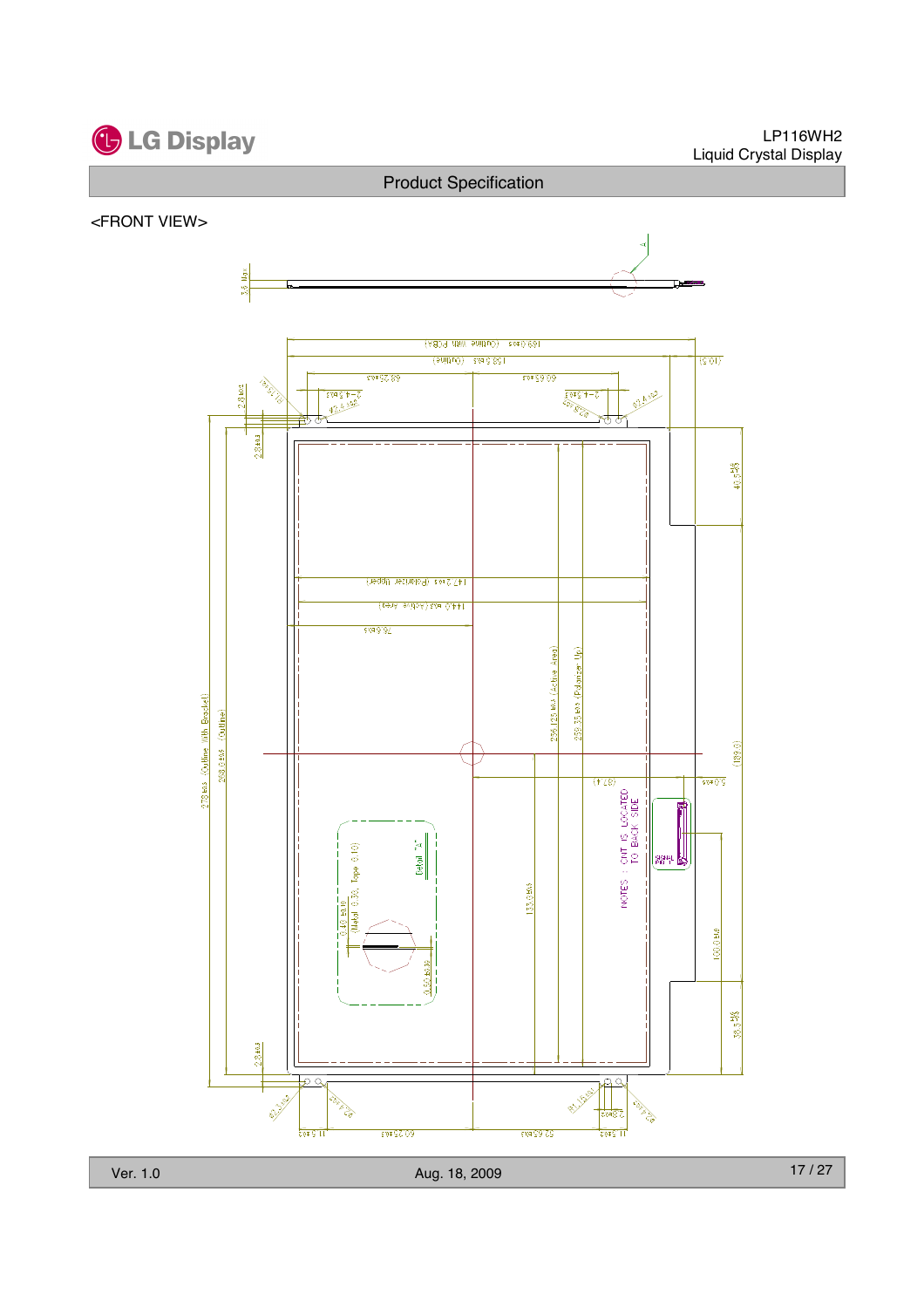<FRONT VIEW>

3.6 Max

A

169.0±0.5 (Outline With PCBA)

158.5±0.5 (Outline)

(10.5)

68.25±0.3

69.65±0.3

2-Φ1.5±0.1

Φ2.4±0.2

2.8±0.3

40.5±0.5

147.2±0.3 (Polarizer Upper)

144.0 ±0.3 (Active Area)

78.6±0.5

256.125±0.3 (Active Area)

259.35±0.3 (Polarizer Up)

278±0.5 (Outline With Bracket)

268.0±0.5 (Outline)

(189.3)

(4.28)

(97.4)

5.6±0.5

NOTES : CNT IS LOCATED TO BACK SIDE

133.0±0.5

100.0±1.0

Detail "A"

0.40 ±0.10 (Metal 0.30, Tape 0.10)

0.50 ±0.10

38.5±0.5

11.5±0.3

68.25±0.3

69.65±0.3

11.5±0.3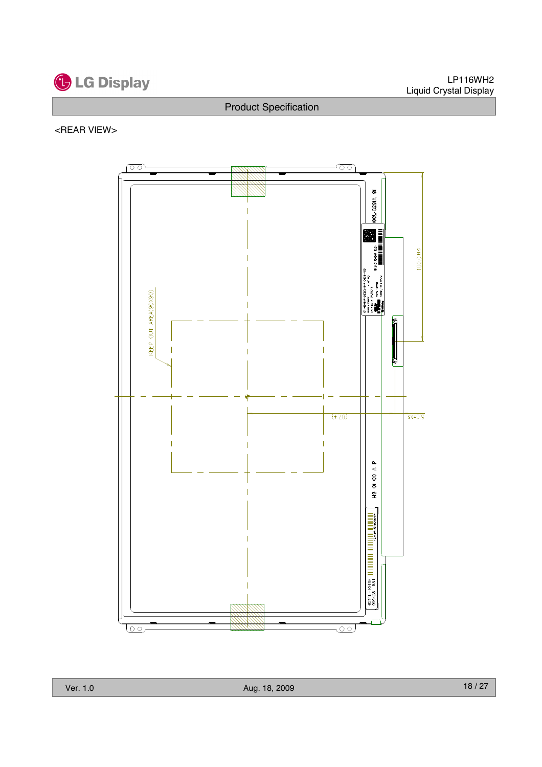<REAR VIEW>

KEEP OUT AREA(90X90)

100.0±1.0

(87.4)

5.0±0.5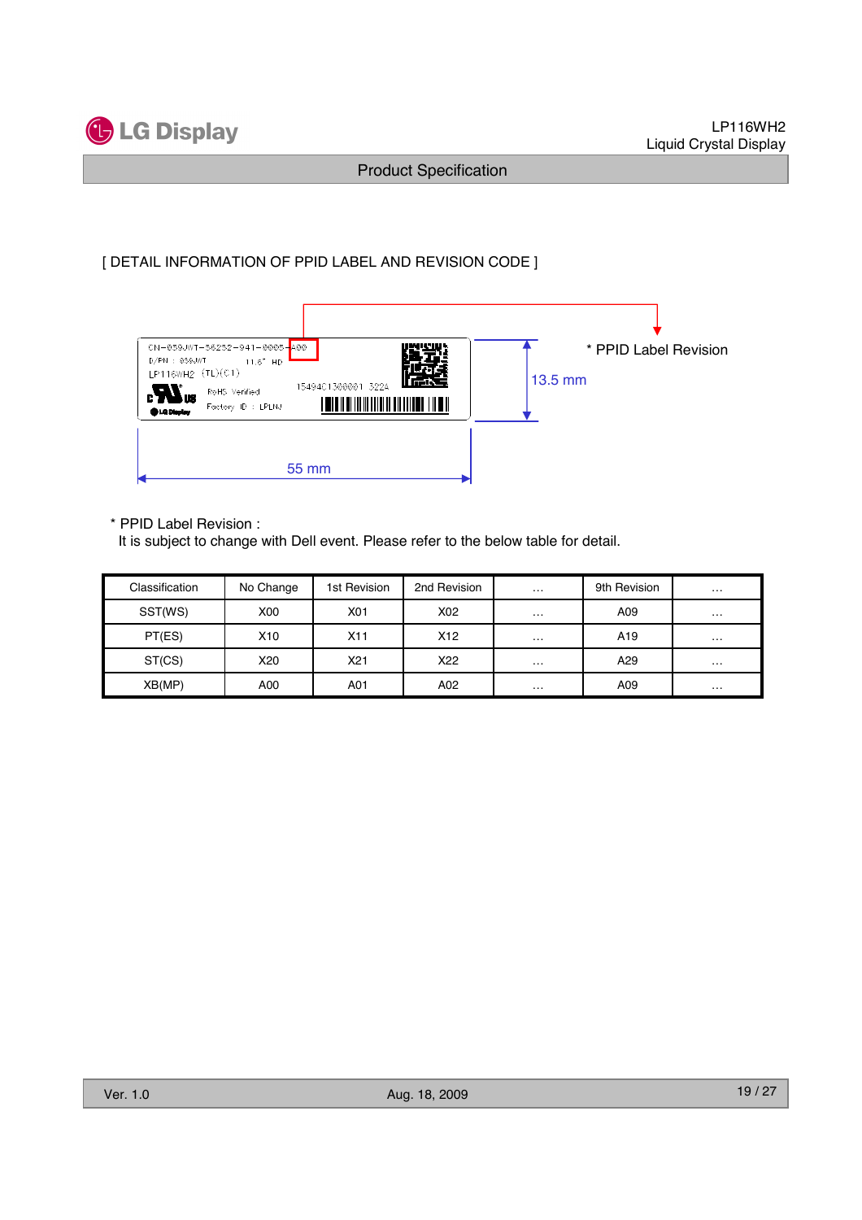[ DETAIL INFORMATION OF PPID LABEL AND REVISION CODE ]

CN-059JWT-56232-941-0005-A00

D/PN : 059JWT 11.6" HD

LP116WH2 (TL)(C1)

RoHS Verified

Factory ID : LPLNJ

1549401300001 3224

13.5 mm

55 mm

\* PPID Label Revision

\* PPID Label Revision :
It is subject to change with Dell event. Please refer to the below table for detail.

| Classification | No Change | 1st Revision | 2nd Revision | … | 9th Revision | … |
|---|---|---|---|---|---|---|
| SST(WS) | X00 | X01 | X02 | … | A09 | … |
| PT(ES) | X10 | X11 | X12 | … | A19 | … |
| ST(CS) | X20 | X21 | X22 | … | A29 | … |
| XB(MP) | A00 | A01 | A02 | … | A09 | … |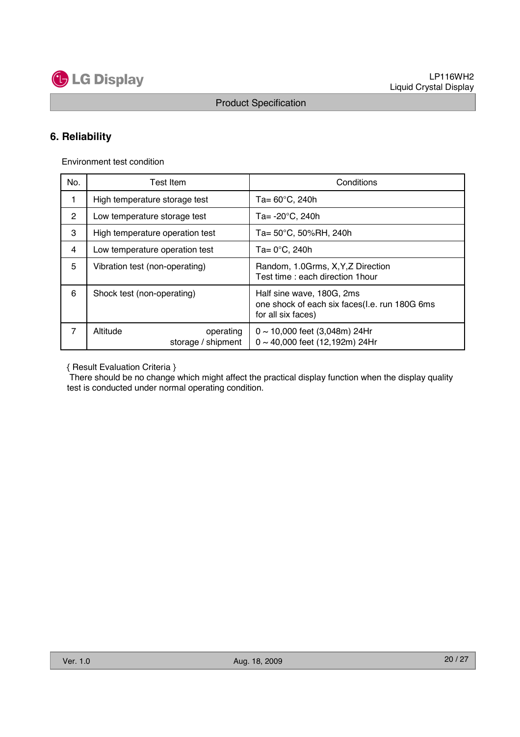## 6. Reliability

Environment test condition

| No. | Test Item | Conditions |
|---|---|---|
| 1 | High temperature storage test | Ta= 60°C, 240h |
| 2 | Low temperature storage test | Ta= -20°C, 240h |
| 3 | High temperature operation test | Ta= 50°C, 50%RH, 240h |
| 4 | Low temperature operation test | Ta= 0°C, 240h |
| 5 | Vibration test (non-operating) | Random, 1.0Grms, X,Y,Z Direction<br>Test time : each direction 1hour |
| 6 | Shock test (non-operating) | Half sine wave, 180G, 2ms<br>one shock of each six faces(I.e. run 180G 6ms for all six faces) |
| 7 | Altitude operating<br>storage / shipment | 0 ~ 10,000 feet (3,048m) 24Hr<br>0 ~ 40,000 feet (12,192m) 24Hr |

{ Result Evaluation Criteria }

There should be no change which might affect the practical display function when the display quality test is conducted under normal operating condition.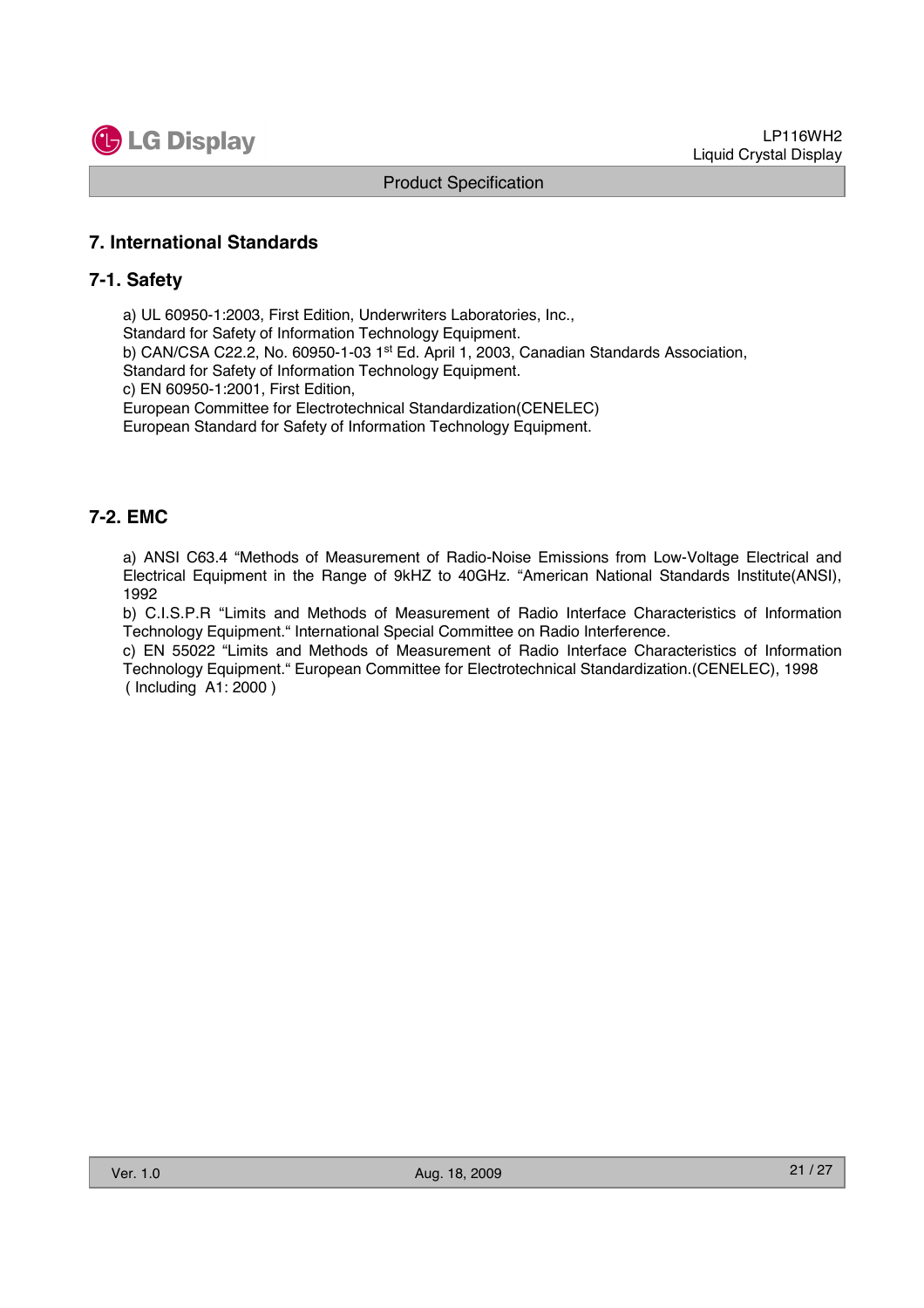## 7. International Standards

### 7-1. Safety

a) UL 60950-1:2003, First Edition, Underwriters Laboratories, Inc.,
Standard for Safety of Information Technology Equipment.
b) CAN/CSA C22.2, No. 60950-1-03 1st Ed. April 1, 2003, Canadian Standards Association,
Standard for Safety of Information Technology Equipment.
c) EN 60950-1:2001, First Edition,
European Committee for Electrotechnical Standardization(CENELEC)
European Standard for Safety of Information Technology Equipment.

### 7-2. EMC

a) ANSI C63.4 "Methods of Measurement of Radio-Noise Emissions from Low-Voltage Electrical and Electrical Equipment in the Range of 9kHZ to 40GHz. "American National Standards Institute(ANSI), 1992
b) C.I.S.P.R "Limits and Methods of Measurement of Radio Interface Characteristics of Information Technology Equipment." International Special Committee on Radio Interference.
c) EN 55022 "Limits and Methods of Measurement of Radio Interface Characteristics of Information Technology Equipment." European Committee for Electrotechnical Standardization.(CENELEC), 1998 ( Including A1: 2000 )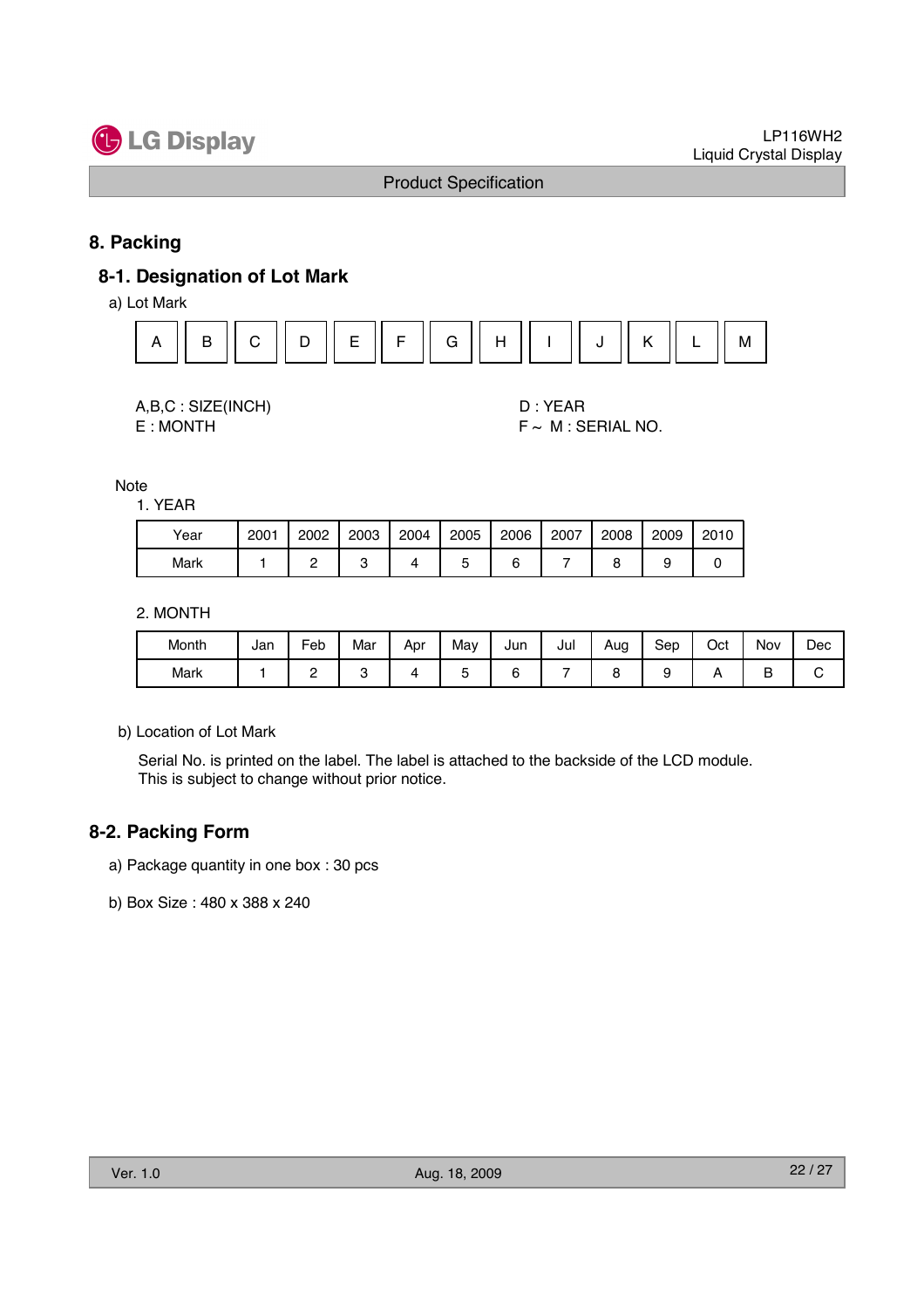# 8. Packing

## 8-1. Designation of Lot Mark

a) Lot Mark

| A | B | C | D | E | F | G | H | I | J | K | L | M |
|---|---|---|---|---|---|---|---|---|---|---|---|---|

A,B,C : SIZE(INCH)

D : YEAR

E : MONTH

F ~ M : SERIAL NO.

Note

1. YEAR

| Year | 2001 | 2002 | 2003 | 2004 | 2005 | 2006 | 2007 | 2008 | 2009 | 2010 |
|---|---|---|---|---|---|---|---|---|---|---|
| Mark | 1 | 2 | 3 | 4 | 5 | 6 | 7 | 8 | 9 | 0 |

2. MONTH

| Month | Jan | Feb | Mar | Apr | May | Jun | Jul | Aug | Sep | Oct | Nov | Dec |
|---|---|---|---|---|---|---|---|---|---|---|---|---|
| Mark | 1 | 2 | 3 | 4 | 5 | 6 | 7 | 8 | 9 | A | B | C |

b) Location of Lot Mark

Serial No. is printed on the label. The label is attached to the backside of the LCD module.
This is subject to change without prior notice.

## 8-2. Packing Form

a) Package quantity in one box : 30 pcs

b) Box Size : 480 x 388 x 240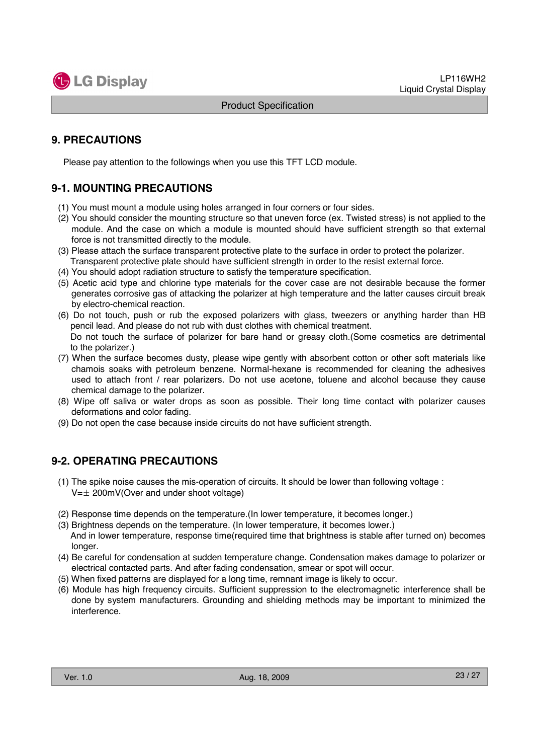## 9. PRECAUTIONS

Please pay attention to the followings when you use this TFT LCD module.

### 9-1. MOUNTING PRECAUTIONS

(1) You must mount a module using holes arranged in four corners or four sides.

(2) You should consider the mounting structure so that uneven force (ex. Twisted stress) is not applied to the module. And the case on which a module is mounted should have sufficient strength so that external force is not transmitted directly to the module.

(3) Please attach the surface transparent protective plate to the surface in order to protect the polarizer. Transparent protective plate should have sufficient strength in order to the resist external force.

(4) You should adopt radiation structure to satisfy the temperature specification.

(5) Acetic acid type and chlorine type materials for the cover case are not desirable because the former generates corrosive gas of attacking the polarizer at high temperature and the latter causes circuit break by electro-chemical reaction.

(6) Do not touch, push or rub the exposed polarizers with glass, tweezers or anything harder than HB pencil lead. And please do not rub with dust clothes with chemical treatment.
Do not touch the surface of polarizer for bare hand or greasy cloth.(Some cosmetics are detrimental to the polarizer.)

(7) When the surface becomes dusty, please wipe gently with absorbent cotton or other soft materials like chamois soaks with petroleum benzene. Normal-hexane is recommended for cleaning the adhesives used to attach front / rear polarizers. Do not use acetone, toluene and alcohol because they cause chemical damage to the polarizer.

(8) Wipe off saliva or water drops as soon as possible. Their long time contact with polarizer causes deformations and color fading.

(9) Do not open the case because inside circuits do not have sufficient strength.

### 9-2. OPERATING PRECAUTIONS

(1) The spike noise causes the mis-operation of circuits. It should be lower than following voltage :
V=± 200mV(Over and under shoot voltage)

(2) Response time depends on the temperature.(In lower temperature, it becomes longer.)

(3) Brightness depends on the temperature. (In lower temperature, it becomes lower.)
And in lower temperature, response time(required time that brightness is stable after turned on) becomes longer.

(4) Be careful for condensation at sudden temperature change. Condensation makes damage to polarizer or electrical contacted parts. And after fading condensation, smear or spot will occur.

(5) When fixed patterns are displayed for a long time, remnant image is likely to occur.

(6) Module has high frequency circuits. Sufficient suppression to the electromagnetic interference shall be done by system manufacturers. Grounding and shielding methods may be important to minimized the interference.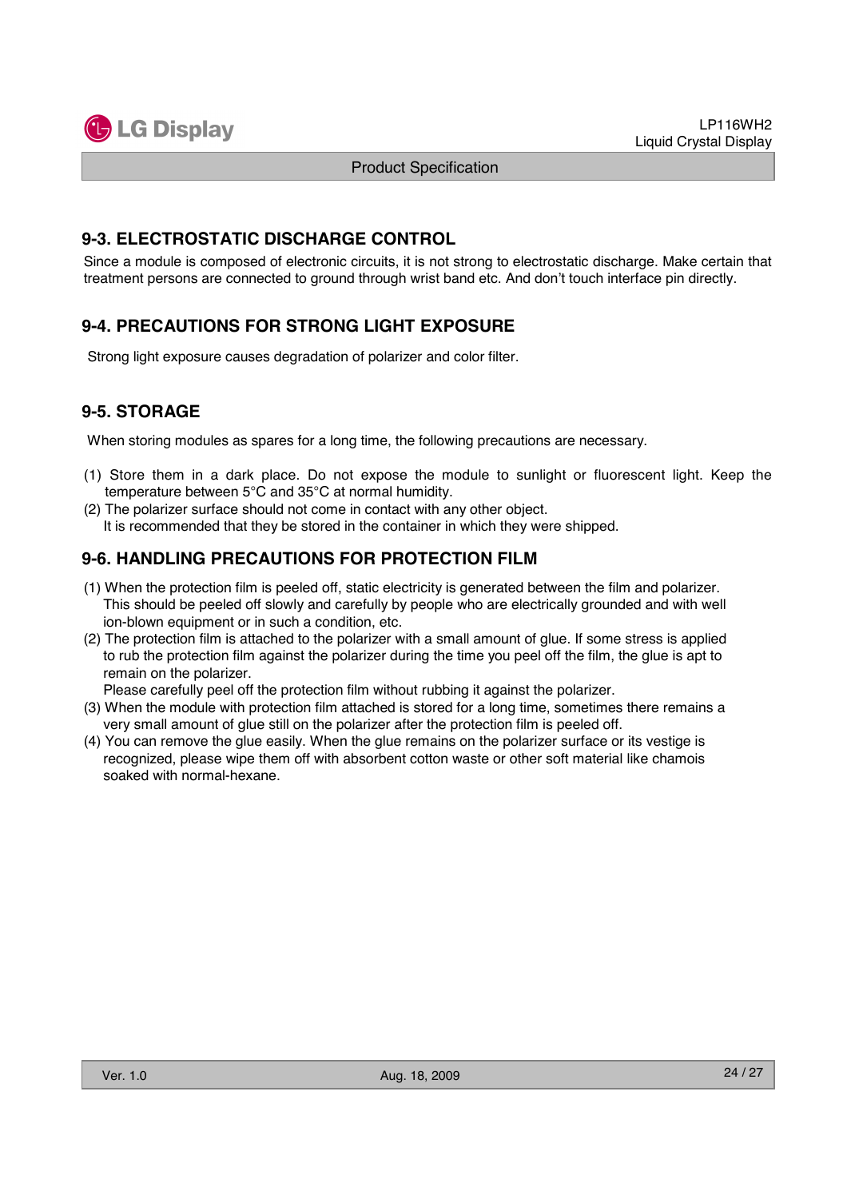## 9-3. ELECTROSTATIC DISCHARGE CONTROL

Since a module is composed of electronic circuits, it is not strong to electrostatic discharge. Make certain that treatment persons are connected to ground through wrist band etc. And don't touch interface pin directly.

## 9-4. PRECAUTIONS FOR STRONG LIGHT EXPOSURE

Strong light exposure causes degradation of polarizer and color filter.

## 9-5. STORAGE

When storing modules as spares for a long time, the following precautions are necessary.

(1) Store them in a dark place. Do not expose the module to sunlight or fluorescent light. Keep the temperature between 5°C and 35°C at normal humidity.

(2) The polarizer surface should not come in contact with any other object.
It is recommended that they be stored in the container in which they were shipped.

## 9-6. HANDLING PRECAUTIONS FOR PROTECTION FILM

(1) When the protection film is peeled off, static electricity is generated between the film and polarizer. This should be peeled off slowly and carefully by people who are electrically grounded and with well ion-blown equipment or in such a condition, etc.

(2) The protection film is attached to the polarizer with a small amount of glue. If some stress is applied to rub the protection film against the polarizer during the time you peel off the film, the glue is apt to remain on the polarizer.
Please carefully peel off the protection film without rubbing it against the polarizer.

(3) When the module with protection film attached is stored for a long time, sometimes there remains a very small amount of glue still on the polarizer after the protection film is peeled off.

(4) You can remove the glue easily. When the glue remains on the polarizer surface or its vestige is recognized, please wipe them off with absorbent cotton waste or other soft material like chamois soaked with normal-hexane.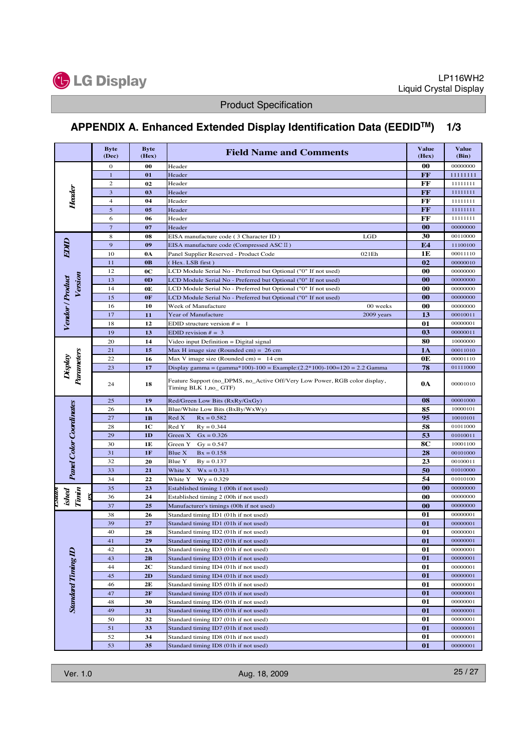# APPENDIX A. Enhanced Extended Display Identification Data (EEDID$^{TM}$) 1/3

| | Byte (Dec) | Byte (Hex) | Field Name and Comments | Value (Hex) | Value (Bin) |
|---|---|---|---|---|---|
| Header | 0 | 00 | Header | 00 | 00000000 |
| | 1 | 01 | Header | FF | 11111111 |
| | 2 | 02 | Header | FF | 11111111 |
| | 3 | 03 | Header | FF | 11111111 |
| | 4 | 04 | Header | FF | 11111111 |
| | 5 | 05 | Header | FF | 11111111 |
| | 6 | 06 | Header | FF | 11111111 |
| | 7 | 07 | Header | 00 | 00000000 |
| EDID | 8 | 08 | EISA manufacture code ( 3 Character ID ) LGD | 30 | 00110000 |
| | 9 | 09 | EISA manufacture code (Compressed ASC II ) | E4 | 11100100 |
| Vendor / Product Version | 10 | 0A | Panel Supplier Reserved - Product Code 021Eh | 1E | 00011110 |
| | 11 | 0B | ( Hex. LSB first ) | 02 | 00000010 |
| | 12 | 0C | LCD Module Serial No - Preferred but Optional ("0" If not used) | 00 | 00000000 |
| | 13 | 0D | LCD Module Serial No - Preferred but Optional ("0" If not used) | 00 | 00000000 |
| | 14 | 0E | LCD Module Serial No - Preferred but Optional ("0" If not used) | 00 | 00000000 |
| | 15 | 0F | LCD Module Serial No - Preferred but Optional ("0" If not used) | 00 | 00000000 |
| | 16 | 10 | Week of Manufacture 00 weeks | 00 | 00000000 |
| | 17 | 11 | Year of Manufacture 2009 years | 13 | 00010011 |
| | 18 | 12 | EDID structure version # = 1 | 01 | 00000001 |
| | 19 | 13 | EDID revision # = 3 | 03 | 00000011 |
| Display Parameters | 20 | 14 | Video input Definition = Digital signal | 80 | 10000000 |
| | 21 | 15 | Max H image size (Rounded cm) = 26 cm | 1A | 00011010 |
| | 22 | 16 | Max V image size (Rounded cm) = 14 cm | 0E | 00001110 |
| | 23 | 17 | Display gamma = (gamma*100)-100 = Example:(2.2*100)-100=120 = 2.2 Gamma | 78 | 01111000 |
| | 24 | 18 | Feature Support (no_DPMS, no_Active Off/Very Low Power, RGB color display, Timing BLK 1,no_ GTF) | 0A | 00001010 |
| Panel Color Coordinates | 25 | 19 | Red/Green Low Bits (RxRy/GxGy) | 08 | 00001000 |
| | 26 | 1A | Blue/White Low Bits (BxBy/WxWy) | 85 | 10000101 |
| | 27 | 1B | Red X Rx = 0.582 | 95 | 10010101 |
| | 28 | 1C | Red Y Ry = 0.344 | 58 | 01011000 |
| | 29 | 1D | Green X Gx = 0.326 | 53 | 01010011 |
| | 30 | 1E | Green Y Gy = 0.547 | 8C | 10001100 |
| | 31 | 1F | Blue X Bx = 0.158 | 28 | 00101000 |
| | 32 | 20 | Blue Y By = 0.137 | 23 | 00100011 |
| | 33 | 21 | White X Wx = 0.313 | 50 | 01010000 |
| | 34 | 22 | White Y Wy = 0.329 | 54 | 01010100 |
| Established Timings | 35 | 23 | Established timing 1 (00h if not used) | 00 | 00000000 |
| | 36 | 24 | Established timing 2 (00h if not used) | 00 | 00000000 |
| | 37 | 25 | Manufacturer's timings (00h if not used) | 00 | 00000000 |
| Standard Timing ID | 38 | 26 | Standard timing ID1 (01h if not used) | 01 | 00000001 |
| | 39 | 27 | Standard timing ID1 (01h if not used) | 01 | 00000001 |
| | 40 | 28 | Standard timing ID2 (01h if not used) | 01 | 00000001 |
| | 41 | 29 | Standard timing ID2 (01h if not used) | 01 | 00000001 |
| | 42 | 2A | Standard timing ID3 (01h if not used) | 01 | 00000001 |
| | 43 | 2B | Standard timing ID3 (01h if not used) | 01 | 00000001 |
| | 44 | 2C | Standard timing ID4 (01h if not used) | 01 | 00000001 |
| | 45 | 2D | Standard timing ID4 (01h if not used) | 01 | 00000001 |
| | 46 | 2E | Standard timing ID5 (01h if not used) | 01 | 00000001 |
| | 47 | 2F | Standard timing ID5 (01h if not used) | 01 | 00000001 |
| | 48 | 30 | Standard timing ID6 (01h if not used) | 01 | 00000001 |
| | 49 | 31 | Standard timing ID6 (01h if not used) | 01 | 00000001 |
| | 50 | 32 | Standard timing ID7 (01h if not used) | 01 | 00000001 |
| | 51 | 33 | Standard timing ID7 (01h if not used) | 01 | 00000001 |
| | 52 | 34 | Standard timing ID8 (01h if not used) | 01 | 00000001 |
| | 53 | 35 | Standard timing ID8 (01h if not used) | 01 | 00000001 |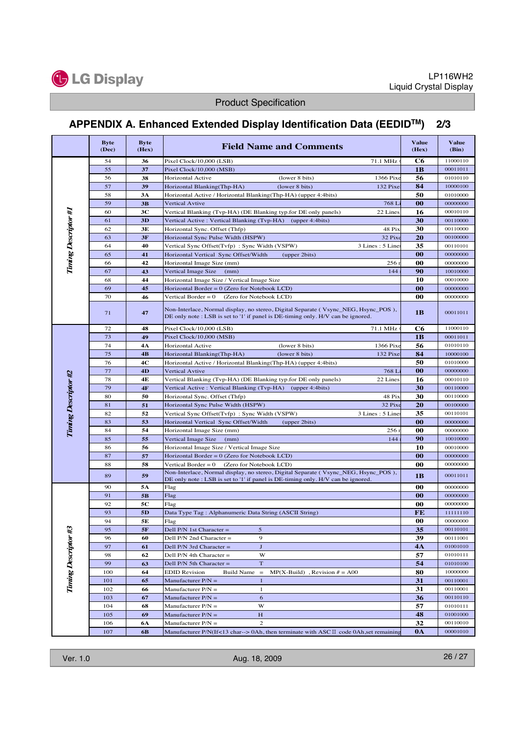## APPENDIX A. Enhanced Extended Display Identification Data (EEDID™) 2/3

| | Byte (Dec) | Byte (Hex) | Field Name and Comments | Value (Hex) | Value (Bin) |
|---|---|---|---|---|---|
| *Timing Descriptor #1* | 54 | 36 | Pixel Clock/10,000 (LSB) 71.1 MHz | C6 | 11000110 |
| | 55 | 37 | Pixel Clock/10,000 (MSB) | 1B | 00011011 |
| | 56 | 38 | Horizontal Active (lower 8 bits) 1366 Pixe | 56 | 01010110 |
| | 57 | 39 | Horizontal Blanking(Thp-HA) (lower 8 bits) 132 Pixe | 84 | 10000100 |
| | 58 | 3A | Horizontal Active / Horizontal Blanking(Thp-HA) (upper 4:4bits) | 50 | 01010000 |
| | 59 | 3B | Vertical Avtive 768 Li | 00 | 00000000 |
| | 60 | 3C | Vertical Blanking (Tvp-HA) (DE Blanking typ.for DE only panels) 22 Lines | 16 | 00010110 |
| | 61 | 3D | Vertical Active : Vertical Blanking (Tvp-HA) (upper 4:4bits) | 30 | 00110000 |
| | 62 | 3E | Horizontal Sync. Offset (Thfp) 48 Pix | 30 | 00110000 |
| | 63 | 3F | Horizontal Sync Pulse Width (HSPW) 32 Pixe | 20 | 00100000 |
| | 64 | 40 | Vertical Sync Offset(Tvfp) : Sync Width (VSPW) 3 Lines : 5 Lines | 35 | 00110101 |
| | 65 | 41 | Horizontal Vertical Sync Offset/Width (upper 2bits) | 00 | 00000000 |
| | 66 | 42 | Horizontal Image Size (mm) 256 | 00 | 00000000 |
| | 67 | 43 | Vertical Image Size (mm) 144 | 90 | 10010000 |
| | 68 | 44 | Horizontal Image Size / Vertical Image Size | 10 | 00010000 |
| | 69 | 45 | Horizontal Border = 0 (Zero for Notebook LCD) | 00 | 00000000 |
| | 70 | 46 | Vertical Border = 0 (Zero for Notebook LCD) | 00 | 00000000 |
| | 71 | 47 | Non-Interlace, Normal display, no stereo, Digital Separate ( Vsync_NEG, Hsync_POS ), DE only note : LSB is set to '1' if panel is DE-timing only. H/V can be ignored. | 1B | 00011011 |
| *Timing Descriptor #2* | 72 | 48 | Pixel Clock/10,000 (LSB) 71.1 MHz | C6 | 11000110 |
| | 73 | 49 | Pixel Clock/10,000 (MSB) | 1B | 00011011 |
| | 74 | 4A | Horizontal Active (lower 8 bits) 1366 Pixe | 56 | 01010110 |
| | 75 | 4B | Horizontal Blanking(Thp-HA) (lower 8 bits) 132 Pixe | 84 | 10000100 |
| | 76 | 4C | Horizontal Active / Horizontal Blanking(Thp-HA) (upper 4:4bits) | 50 | 01010000 |
| | 77 | 4D | Vertical Avtive 768 Li | 00 | 00000000 |
| | 78 | 4E | Vertical Blanking (Tvp-HA) (DE Blanking typ.for DE only panels) 22 Lines | 16 | 00010110 |
| | 79 | 4F | Vertical Active : Vertical Blanking (Tvp-HA) (upper 4:4bits) | 30 | 00110000 |
| | 80 | 50 | Horizontal Sync. Offset (Thfp) 48 Pix | 30 | 00110000 |
| | 81 | 51 | Horizontal Sync Pulse Width (HSPW) 32 Pixe | 20 | 00100000 |
| | 82 | 52 | Vertical Sync Offset(Tvfp) : Sync Width (VSPW) 3 Lines : 5 Lines | 35 | 00110101 |
| | 83 | 53 | Horizontal Vertical Sync Offset/Width (upper 2bits) | 00 | 00000000 |
| | 84 | 54 | Horizontal Image Size (mm) 256 | 00 | 00000000 |
| | 85 | 55 | Vertical Image Size (mm) 144 | 90 | 10010000 |
| | 86 | 56 | Horizontal Image Size / Vertical Image Size | 10 | 00010000 |
| | 87 | 57 | Horizontal Border = 0 (Zero for Notebook LCD) | 00 | 00000000 |
| | 88 | 58 | Vertical Border = 0 (Zero for Notebook LCD) | 00 | 00000000 |
| | 89 | 59 | Non-Interlace, Normal display, no stereo, Digital Separate ( Vsync_NEG, Hsync_POS ), DE only note : LSB is set to '1' if panel is DE-timing only. H/V can be ignored. | 1B | 00011011 |
| *Timing Descriptor #3* | 90 | 5A | Flag | 00 | 00000000 |
| | 91 | 5B | Flag | 00 | 00000000 |
| | 92 | 5C | Flag | 00 | 00000000 |
| | 93 | 5D | Data Type Tag : Alphanumeric Data String (ASCII String) | FE | 11111110 |
| | 94 | 5E | Flag | 00 | 00000000 |
| | 95 | 5F | Dell P/N 1st Character = 5 | 35 | 00110101 |
| | 96 | 60 | Dell P/N 2nd Character = 9 | 39 | 00111001 |
| | 97 | 61 | Dell P/N 3rd Character = J | 4A | 01001010 |
| | 98 | 62 | Dell P/N 4th Character = W | 57 | 01010111 |
| | 99 | 63 | Dell P/N 5th Character = T | 54 | 01010100 |
| | 100 | 64 | EDID Revision Build Name = MP(X-Build) , Revision # = A00 | 80 | 10000000 |
| | 101 | 65 | Manufacturer P/N = 1 | 31 | 00110001 |
| | 102 | 66 | Manufacturer P/N = 1 | 31 | 00110001 |
| | 103 | 67 | Manufacturer P/N = 6 | 36 | 00110110 |
| | 104 | 68 | Manufacturer P/N = W | 57 | 01010111 |
| | 105 | 69 | Manufacturer P/N = H | 48 | 01001000 |
| | 106 | 6A | Manufacturer P/N = 2 | 32 | 00110010 |
| | 107 | 6B | Manufacturer P/N(If<13 char--> 0Ah, then terminate with ASCⅡ code 0Ah,set remaining | 0A | 00001010 |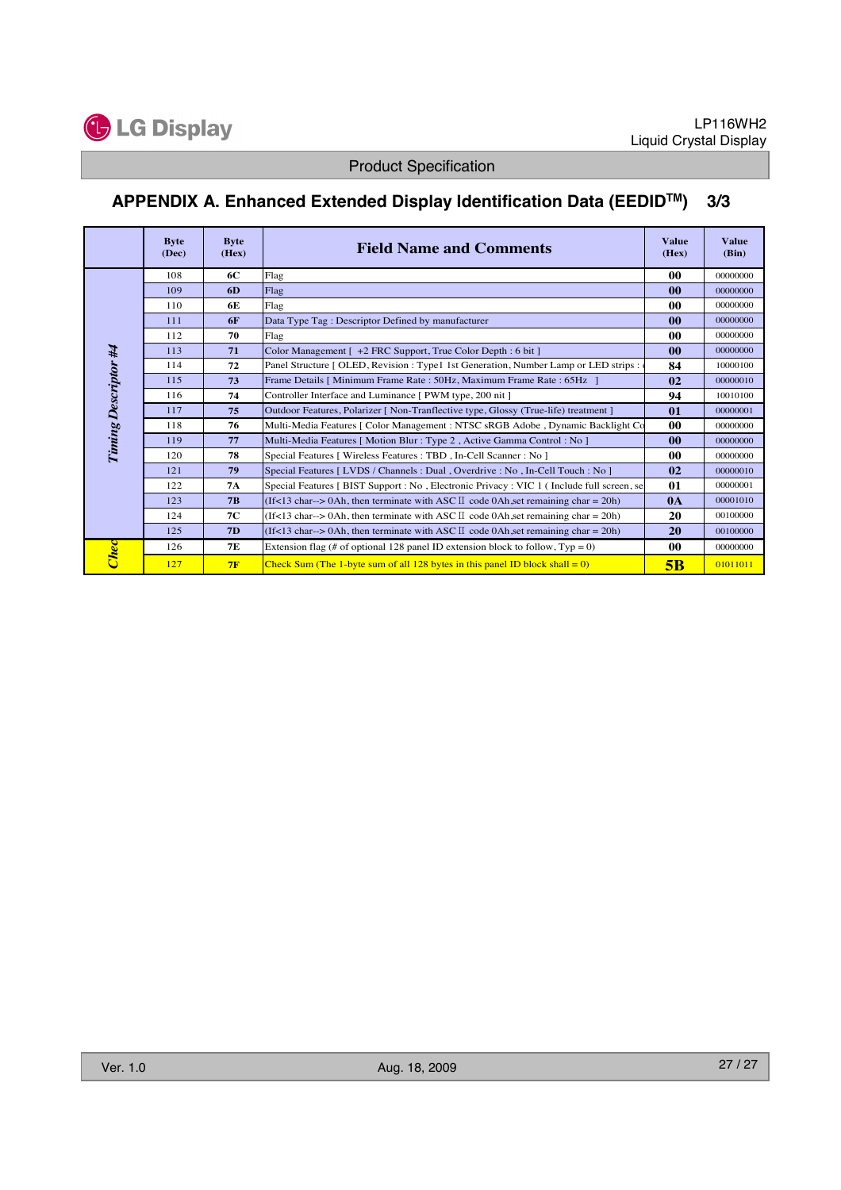## APPENDIX A. Enhanced Extended Display Identification Data (EEDID™) 3/3

| | Byte (Dec) | Byte (Hex) | Field Name and Comments | Value (Hex) | Value (Bin) |
|---|---|---|---|---|---|
| Timing Descriptor #4 | 108 | 6C | Flag | 00 | 00000000 |
| | 109 | 6D | Flag | 00 | 00000000 |
| | 110 | 6E | Flag | 00 | 00000000 |
| | 111 | 6F | Data Type Tag : Descriptor Defined by manufacturer | 00 | 00000000 |
| | 112 | 70 | Flag | 00 | 00000000 |
| | 113 | 71 | Color Management [ +2 FRC Support, True Color Depth : 6 bit ] | 00 | 00000000 |
| | 114 | 72 | Panel Structure [ OLED, Revision : Type1 1st Generation, Number Lamp or LED strips : | 84 | 10000100 |
| | 115 | 73 | Frame Details [ Minimum Frame Rate : 50Hz, Maximum Frame Rate : 65Hz ] | 02 | 00000010 |
| | 116 | 74 | Controller Interface and Luminance [ PWM type, 200 nit ] | 94 | 10010100 |
| | 117 | 75 | Outdoor Features, Polarizer [ Non-Tranflective type, Glossy (True-life) treatment ] | 01 | 00000001 |
| | 118 | 76 | Multi-Media Features [ Color Management : NTSC sRGB Adobe , Dynamic Backlight Co | 00 | 00000000 |
| | 119 | 77 | Multi-Media Features [ Motion Blur : Type 2 , Active Gamma Control : No ] | 00 | 00000000 |
| | 120 | 78 | Special Features [ Wireless Features : TBD , In-Cell Scanner : No ] | 00 | 00000000 |
| | 121 | 79 | Special Features [ LVDS / Channels : Dual , Overdrive : No , In-Cell Touch : No ] | 02 | 00000010 |
| | 122 | 7A | Special Features [ BIST Support : No , Electronic Privacy : VIC 1 ( Include full screen, se | 01 | 00000001 |
| | 123 | 7B | (If<13 char--> 0Ah, then terminate with ASC II code 0Ah,set remaining char = 20h) | 0A | 00001010 |
| | 124 | 7C | (If<13 char--> 0Ah, then terminate with ASC II code 0Ah,set remaining char = 20h) | 20 | 00100000 |
| | 125 | 7D | (If<13 char--> 0Ah, then terminate with ASC II code 0Ah,set remaining char = 20h) | 20 | 00100000 |
| Chec | 126 | 7E | Extension flag (# of optional 128 panel ID extension block to follow, Typ = 0) | 00 | 00000000 |
| | 127 | 7F | Check Sum (The 1-byte sum of all 128 bytes in this panel ID block shall = 0) | 5B | 01011011 |

Ver. 1.0 Aug. 18, 2009